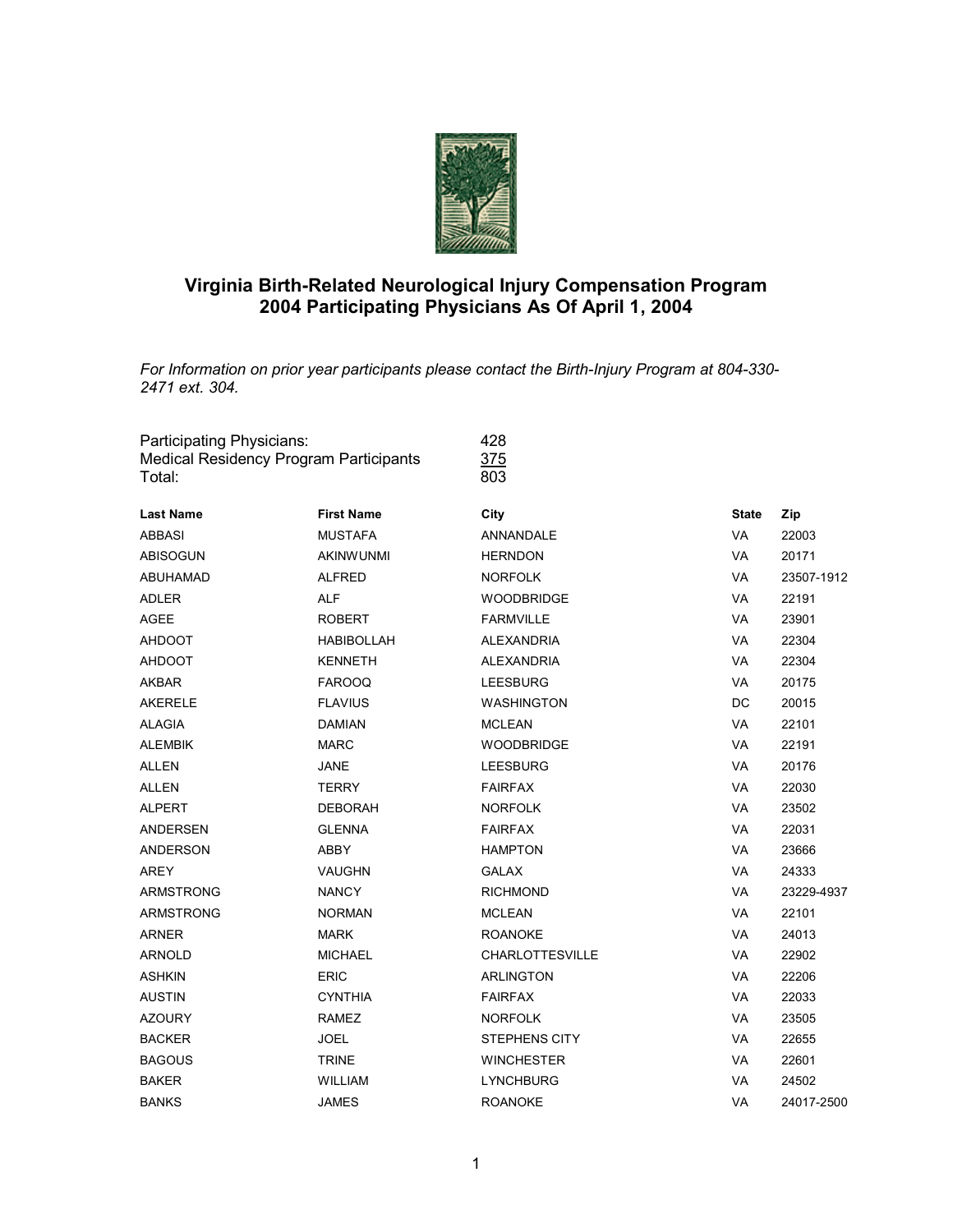# Virginia Birth-Related Neurological Injury Compensation Program
## 2004 Participating Physicians As Of April 1, 2004

*For Information on prior year participants please contact the Birth-Injury Program at 804-330-2471 ext. 304.*

| | |
|---|---|
| Participating Physicians: | 428 |
| Medical Residency Program Participants | 375 |
| Total: | 803 |

| Last Name | First Name | City | State | Zip |
|---|---|---|---|---|
| ABBASI | MUSTAFA | ANNANDALE | VA | 22003 |
| ABISOGUN | AKINWUNMI | HERNDON | VA | 20171 |
| ABUHAMAD | ALFRED | NORFOLK | VA | 23507-1912 |
| ADLER | ALF | WOODBRIDGE | VA | 22191 |
| AGEE | ROBERT | FARMVILLE | VA | 23901 |
| AHDOOT | HABIBOLLAH | ALEXANDRIA | VA | 22304 |
| AHDOOT | KENNETH | ALEXANDRIA | VA | 22304 |
| AKBAR | FAROOQ | LEESBURG | VA | 20175 |
| AKERELE | FLAVIUS | WASHINGTON | DC | 20015 |
| ALAGIA | DAMIAN | MCLEAN | VA | 22101 |
| ALEMBIK | MARC | WOODBRIDGE | VA | 22191 |
| ALLEN | JANE | LEESBURG | VA | 20176 |
| ALLEN | TERRY | FAIRFAX | VA | 22030 |
| ALPERT | DEBORAH | NORFOLK | VA | 23502 |
| ANDERSEN | GLENNA | FAIRFAX | VA | 22031 |
| ANDERSON | ABBY | HAMPTON | VA | 23666 |
| AREY | VAUGHN | GALAX | VA | 24333 |
| ARMSTRONG | NANCY | RICHMOND | VA | 23229-4937 |
| ARMSTRONG | NORMAN | MCLEAN | VA | 22101 |
| ARNER | MARK | ROANOKE | VA | 24013 |
| ARNOLD | MICHAEL | CHARLOTTESVILLE | VA | 22902 |
| ASHKIN | ERIC | ARLINGTON | VA | 22206 |
| AUSTIN | CYNTHIA | FAIRFAX | VA | 22033 |
| AZOURY | RAMEZ | NORFOLK | VA | 23505 |
| BACKER | JOEL | STEPHENS CITY | VA | 22655 |
| BAGOUS | TRINE | WINCHESTER | VA | 22601 |
| BAKER | WILLIAM | LYNCHBURG | VA | 24502 |
| BANKS | JAMES | ROANOKE | VA | 24017-2500 |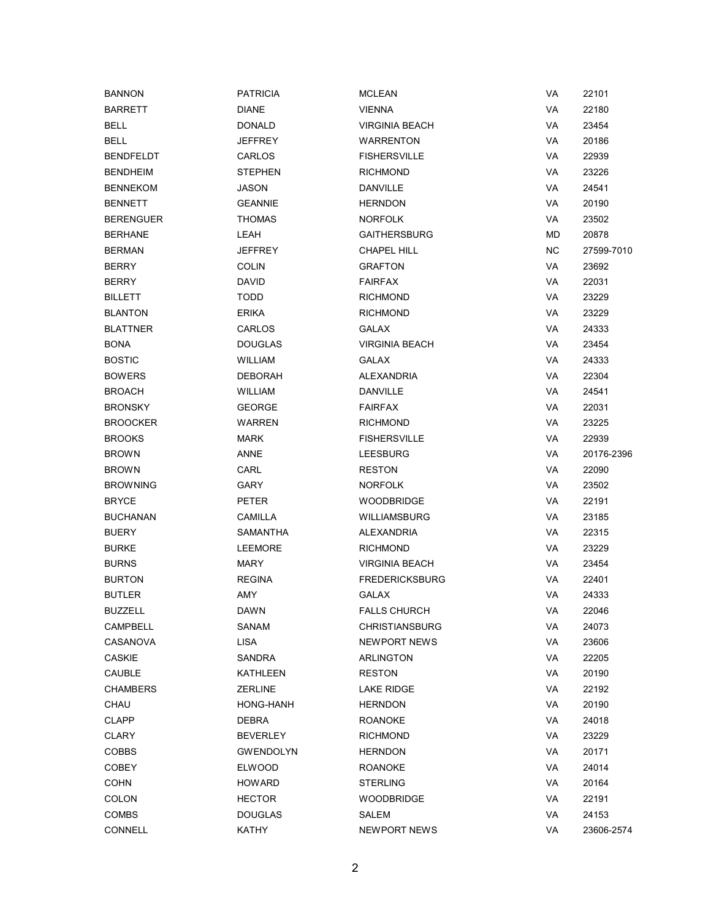| | | | | |
|---|---|---|---|---|
| BANNON | PATRICIA | MCLEAN | VA | 22101 |
| BARRETT | DIANE | VIENNA | VA | 22180 |
| BELL | DONALD | VIRGINIA BEACH | VA | 23454 |
| BELL | JEFFREY | WARRENTON | VA | 20186 |
| BENDFELDT | CARLOS | FISHERSVILLE | VA | 22939 |
| BENDHEIM | STEPHEN | RICHMOND | VA | 23226 |
| BENNEKOM | JASON | DANVILLE | VA | 24541 |
| BENNETT | GEANNIE | HERNDON | VA | 20190 |
| BERENGUER | THOMAS | NORFOLK | VA | 23502 |
| BERHANE | LEAH | GAITHERSBURG | MD | 20878 |
| BERMAN | JEFFREY | CHAPEL HILL | NC | 27599-7010 |
| BERRY | COLIN | GRAFTON | VA | 23692 |
| BERRY | DAVID | FAIRFAX | VA | 22031 |
| BILLETT | TODD | RICHMOND | VA | 23229 |
| BLANTON | ERIKA | RICHMOND | VA | 23229 |
| BLATTNER | CARLOS | GALAX | VA | 24333 |
| BONA | DOUGLAS | VIRGINIA BEACH | VA | 23454 |
| BOSTIC | WILLIAM | GALAX | VA | 24333 |
| BOWERS | DEBORAH | ALEXANDRIA | VA | 22304 |
| BROACH | WILLIAM | DANVILLE | VA | 24541 |
| BRONSKY | GEORGE | FAIRFAX | VA | 22031 |
| BROOCKER | WARREN | RICHMOND | VA | 23225 |
| BROOKS | MARK | FISHERSVILLE | VA | 22939 |
| BROWN | ANNE | LEESBURG | VA | 20176-2396 |
| BROWN | CARL | RESTON | VA | 22090 |
| BROWNING | GARY | NORFOLK | VA | 23502 |
| BRYCE | PETER | WOODBRIDGE | VA | 22191 |
| BUCHANAN | CAMILLA | WILLIAMSBURG | VA | 23185 |
| BUERY | SAMANTHA | ALEXANDRIA | VA | 22315 |
| BURKE | LEEMORE | RICHMOND | VA | 23229 |
| BURNS | MARY | VIRGINIA BEACH | VA | 23454 |
| BURTON | REGINA | FREDERICKSBURG | VA | 22401 |
| BUTLER | AMY | GALAX | VA | 24333 |
| BUZZELL | DAWN | FALLS CHURCH | VA | 22046 |
| CAMPBELL | SANAM | CHRISTIANSBURG | VA | 24073 |
| CASANOVA | LISA | NEWPORT NEWS | VA | 23606 |
| CASKIE | SANDRA | ARLINGTON | VA | 22205 |
| CAUBLE | KATHLEEN | RESTON | VA | 20190 |
| CHAMBERS | ZERLINE | LAKE RIDGE | VA | 22192 |
| CHAU | HONG-HANH | HERNDON | VA | 20190 |
| CLAPP | DEBRA | ROANOKE | VA | 24018 |
| CLARY | BEVERLEY | RICHMOND | VA | 23229 |
| COBBS | GWENDOLYN | HERNDON | VA | 20171 |
| COBEY | ELWOOD | ROANOKE | VA | 24014 |
| COHN | HOWARD | STERLING | VA | 20164 |
| COLON | HECTOR | WOODBRIDGE | VA | 22191 |
| COMBS | DOUGLAS | SALEM | VA | 24153 |
| CONNELL | KATHY | NEWPORT NEWS | VA | 23606-2574 |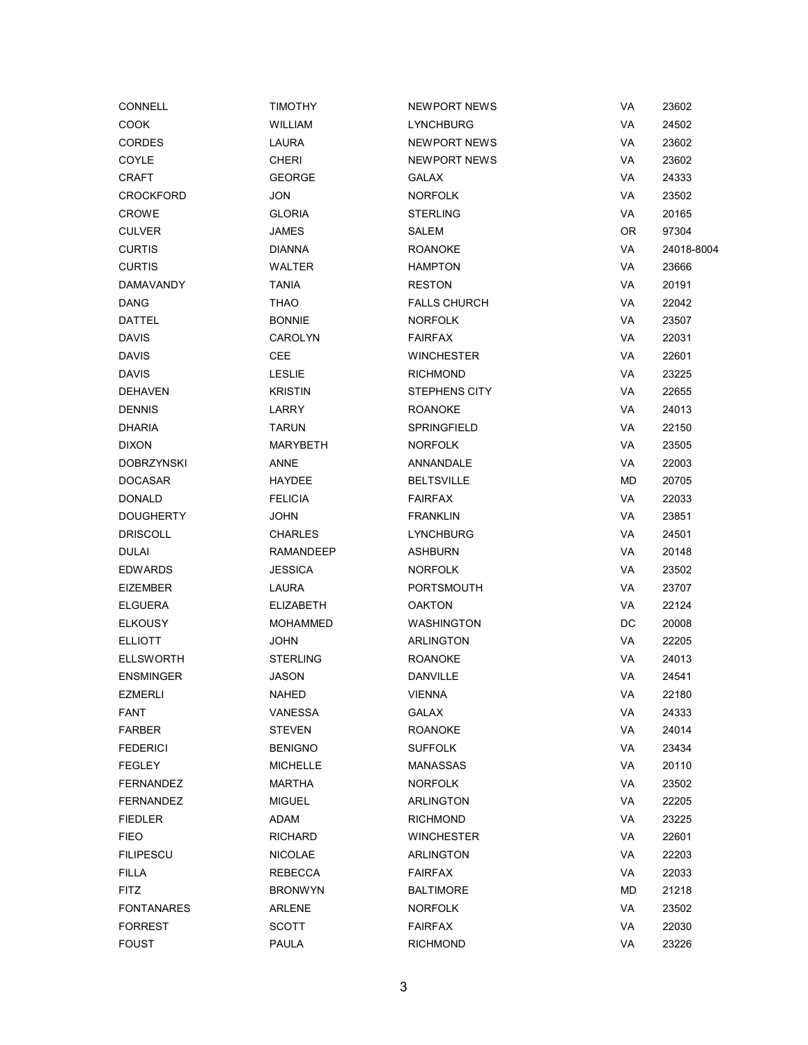| | | | | |
|---|---|---|---|---|
| CONNELL | TIMOTHY | NEWPORT NEWS | VA | 23602 |
| COOK | WILLIAM | LYNCHBURG | VA | 24502 |
| CORDES | LAURA | NEWPORT NEWS | VA | 23602 |
| COYLE | CHERI | NEWPORT NEWS | VA | 23602 |
| CRAFT | GEORGE | GALAX | VA | 24333 |
| CROCKFORD | JON | NORFOLK | VA | 23502 |
| CROWE | GLORIA | STERLING | VA | 20165 |
| CULVER | JAMES | SALEM | OR | 97304 |
| CURTIS | DIANNA | ROANOKE | VA | 24018-8004 |
| CURTIS | WALTER | HAMPTON | VA | 23666 |
| DAMAVANDY | TANIA | RESTON | VA | 20191 |
| DANG | THAO | FALLS CHURCH | VA | 22042 |
| DATTEL | BONNIE | NORFOLK | VA | 23507 |
| DAVIS | CAROLYN | FAIRFAX | VA | 22031 |
| DAVIS | CEE | WINCHESTER | VA | 22601 |
| DAVIS | LESLIE | RICHMOND | VA | 23225 |
| DEHAVEN | KRISTIN | STEPHENS CITY | VA | 22655 |
| DENNIS | LARRY | ROANOKE | VA | 24013 |
| DHARIA | TARUN | SPRINGFIELD | VA | 22150 |
| DIXON | MARYBETH | NORFOLK | VA | 23505 |
| DOBRZYNSKI | ANNE | ANNANDALE | VA | 22003 |
| DOCASAR | HAYDEE | BELTSVILLE | MD | 20705 |
| DONALD | FELICIA | FAIRFAX | VA | 22033 |
| DOUGHERTY | JOHN | FRANKLIN | VA | 23851 |
| DRISCOLL | CHARLES | LYNCHBURG | VA | 24501 |
| DULAI | RAMANDEEP | ASHBURN | VA | 20148 |
| EDWARDS | JESSICA | NORFOLK | VA | 23502 |
| EIZEMBER | LAURA | PORTSMOUTH | VA | 23707 |
| ELGUERA | ELIZABETH | OAKTON | VA | 22124 |
| ELKOUSY | MOHAMMED | WASHINGTON | DC | 20008 |
| ELLIOTT | JOHN | ARLINGTON | VA | 22205 |
| ELLSWORTH | STERLING | ROANOKE | VA | 24013 |
| ENSMINGER | JASON | DANVILLE | VA | 24541 |
| EZMERLI | NAHED | VIENNA | VA | 22180 |
| FANT | VANESSA | GALAX | VA | 24333 |
| FARBER | STEVEN | ROANOKE | VA | 24014 |
| FEDERICI | BENIGNO | SUFFOLK | VA | 23434 |
| FEGLEY | MICHELLE | MANASSAS | VA | 20110 |
| FERNANDEZ | MARTHA | NORFOLK | VA | 23502 |
| FERNANDEZ | MIGUEL | ARLINGTON | VA | 22205 |
| FIEDLER | ADAM | RICHMOND | VA | 23225 |
| FIEO | RICHARD | WINCHESTER | VA | 22601 |
| FILIPESCU | NICOLAE | ARLINGTON | VA | 22203 |
| FILLA | REBECCA | FAIRFAX | VA | 22033 |
| FITZ | BRONWYN | BALTIMORE | MD | 21218 |
| FONTANARES | ARLENE | NORFOLK | VA | 23502 |
| FORREST | SCOTT | FAIRFAX | VA | 22030 |
| FOUST | PAULA | RICHMOND | VA | 23226 |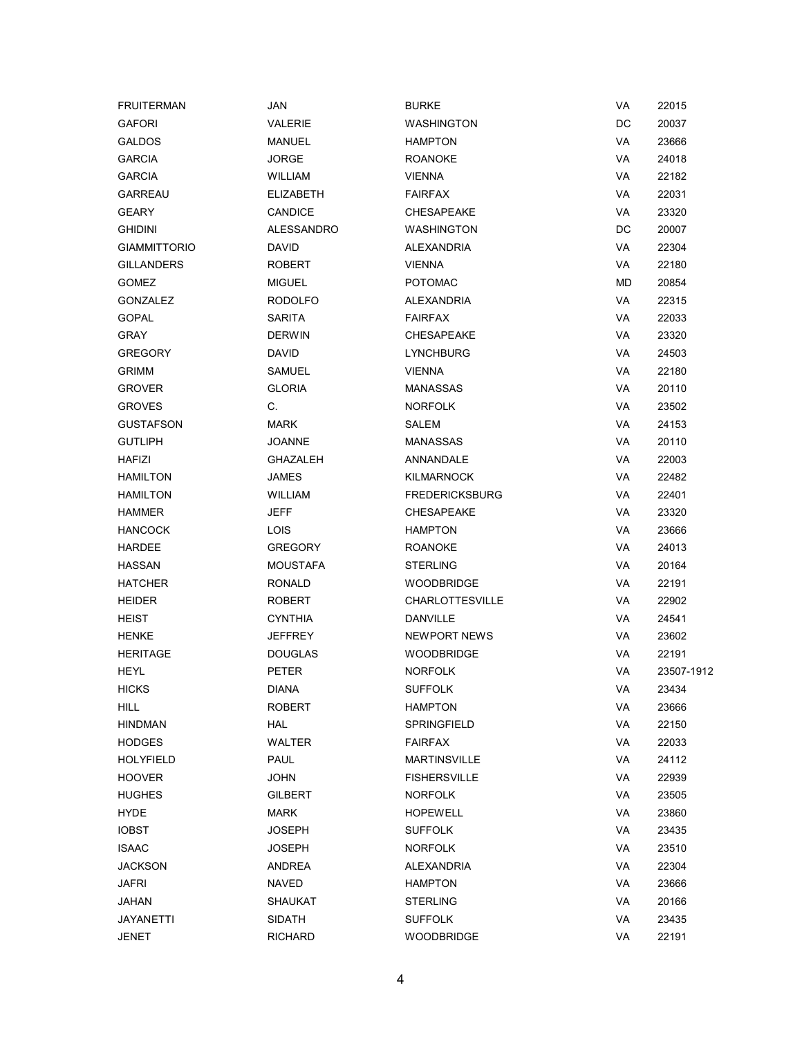| | | | | |
|---|---|---|---|---|
| FRUITERMAN | JAN | BURKE | VA | 22015 |
| GAFORI | VALERIE | WASHINGTON | DC | 20037 |
| GALDOS | MANUEL | HAMPTON | VA | 23666 |
| GARCIA | JORGE | ROANOKE | VA | 24018 |
| GARCIA | WILLIAM | VIENNA | VA | 22182 |
| GARREAU | ELIZABETH | FAIRFAX | VA | 22031 |
| GEARY | CANDICE | CHESAPEAKE | VA | 23320 |
| GHIDINI | ALESSANDRO | WASHINGTON | DC | 20007 |
| GIAMMITTORIO | DAVID | ALEXANDRIA | VA | 22304 |
| GILLANDERS | ROBERT | VIENNA | VA | 22180 |
| GOMEZ | MIGUEL | POTOMAC | MD | 20854 |
| GONZALEZ | RODOLFO | ALEXANDRIA | VA | 22315 |
| GOPAL | SARITA | FAIRFAX | VA | 22033 |
| GRAY | DERWIN | CHESAPEAKE | VA | 23320 |
| GREGORY | DAVID | LYNCHBURG | VA | 24503 |
| GRIMM | SAMUEL | VIENNA | VA | 22180 |
| GROVER | GLORIA | MANASSAS | VA | 20110 |
| GROVES | C. | NORFOLK | VA | 23502 |
| GUSTAFSON | MARK | SALEM | VA | 24153 |
| GUTLIPH | JOANNE | MANASSAS | VA | 20110 |
| HAFIZI | GHAZALEH | ANNANDALE | VA | 22003 |
| HAMILTON | JAMES | KILMARNOCK | VA | 22482 |
| HAMILTON | WILLIAM | FREDERICKSBURG | VA | 22401 |
| HAMMER | JEFF | CHESAPEAKE | VA | 23320 |
| HANCOCK | LOIS | HAMPTON | VA | 23666 |
| HARDEE | GREGORY | ROANOKE | VA | 24013 |
| HASSAN | MOUSTAFA | STERLING | VA | 20164 |
| HATCHER | RONALD | WOODBRIDGE | VA | 22191 |
| HEIDER | ROBERT | CHARLOTTESVILLE | VA | 22902 |
| HEIST | CYNTHIA | DANVILLE | VA | 24541 |
| HENKE | JEFFREY | NEWPORT NEWS | VA | 23602 |
| HERITAGE | DOUGLAS | WOODBRIDGE | VA | 22191 |
| HEYL | PETER | NORFOLK | VA | 23507-1912 |
| HICKS | DIANA | SUFFOLK | VA | 23434 |
| HILL | ROBERT | HAMPTON | VA | 23666 |
| HINDMAN | HAL | SPRINGFIELD | VA | 22150 |
| HODGES | WALTER | FAIRFAX | VA | 22033 |
| HOLYFIELD | PAUL | MARTINSVILLE | VA | 24112 |
| HOOVER | JOHN | FISHERSVILLE | VA | 22939 |
| HUGHES | GILBERT | NORFOLK | VA | 23505 |
| HYDE | MARK | HOPEWELL | VA | 23860 |
| IOBST | JOSEPH | SUFFOLK | VA | 23435 |
| ISAAC | JOSEPH | NORFOLK | VA | 23510 |
| JACKSON | ANDREA | ALEXANDRIA | VA | 22304 |
| JAFRI | NAVED | HAMPTON | VA | 23666 |
| JAHAN | SHAUKAT | STERLING | VA | 20166 |
| JAYANETTI | SIDATH | SUFFOLK | VA | 23435 |
| JENET | RICHARD | WOODBRIDGE | VA | 22191 |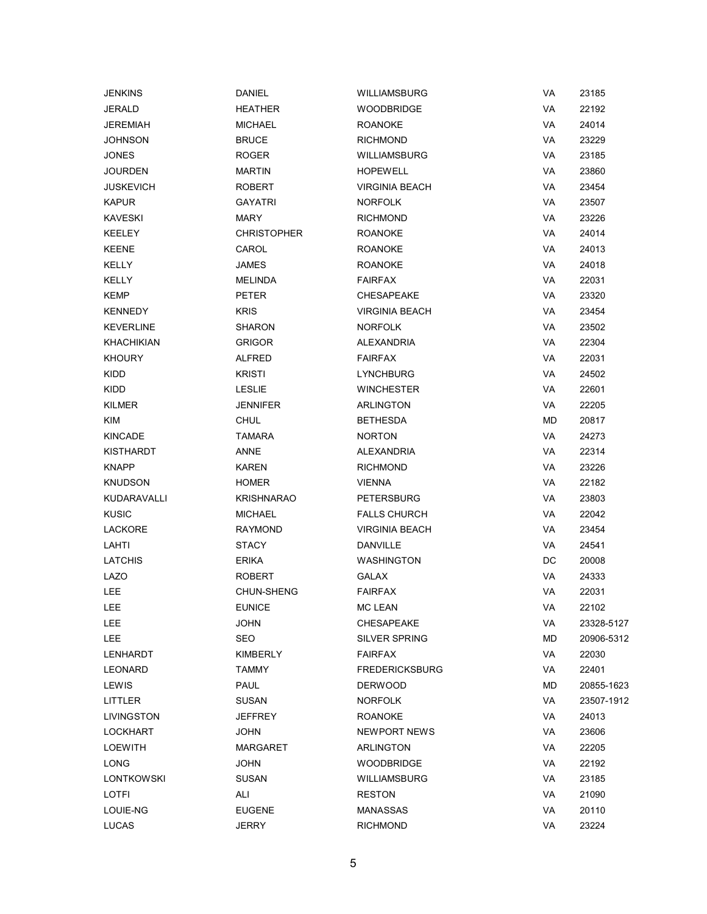| | | | | |
|---|---|---|---|---|
| JENKINS | DANIEL | WILLIAMSBURG | VA | 23185 |
| JERALD | HEATHER | WOODBRIDGE | VA | 22192 |
| JEREMIAH | MICHAEL | ROANOKE | VA | 24014 |
| JOHNSON | BRUCE | RICHMOND | VA | 23229 |
| JONES | ROGER | WILLIAMSBURG | VA | 23185 |
| JOURDEN | MARTIN | HOPEWELL | VA | 23860 |
| JUSKEVICH | ROBERT | VIRGINIA BEACH | VA | 23454 |
| KAPUR | GAYATRI | NORFOLK | VA | 23507 |
| KAVESKI | MARY | RICHMOND | VA | 23226 |
| KEELEY | CHRISTOPHER | ROANOKE | VA | 24014 |
| KEENE | CAROL | ROANOKE | VA | 24013 |
| KELLY | JAMES | ROANOKE | VA | 24018 |
| KELLY | MELINDA | FAIRFAX | VA | 22031 |
| KEMP | PETER | CHESAPEAKE | VA | 23320 |
| KENNEDY | KRIS | VIRGINIA BEACH | VA | 23454 |
| KEVERLINE | SHARON | NORFOLK | VA | 23502 |
| KHACHIKIAN | GRIGOR | ALEXANDRIA | VA | 22304 |
| KHOURY | ALFRED | FAIRFAX | VA | 22031 |
| KIDD | KRISTI | LYNCHBURG | VA | 24502 |
| KIDD | LESLIE | WINCHESTER | VA | 22601 |
| KILMER | JENNIFER | ARLINGTON | VA | 22205 |
| KIM | CHUL | BETHESDA | MD | 20817 |
| KINCADE | TAMARA | NORTON | VA | 24273 |
| KISTHARDT | ANNE | ALEXANDRIA | VA | 22314 |
| KNAPP | KAREN | RICHMOND | VA | 23226 |
| KNUDSON | HOMER | VIENNA | VA | 22182 |
| KUDARAVALLI | KRISHNARAO | PETERSBURG | VA | 23803 |
| KUSIC | MICHAEL | FALLS CHURCH | VA | 22042 |
| LACKORE | RAYMOND | VIRGINIA BEACH | VA | 23454 |
| LAHTI | STACY | DANVILLE | VA | 24541 |
| LATCHIS | ERIKA | WASHINGTON | DC | 20008 |
| LAZO | ROBERT | GALAX | VA | 24333 |
| LEE | CHUN-SHENG | FAIRFAX | VA | 22031 |
| LEE | EUNICE | MC LEAN | VA | 22102 |
| LEE | JOHN | CHESAPEAKE | VA | 23328-5127 |
| LEE | SEO | SILVER SPRING | MD | 20906-5312 |
| LENHARDT | KIMBERLY | FAIRFAX | VA | 22030 |
| LEONARD | TAMMY | FREDERICKSBURG | VA | 22401 |
| LEWIS | PAUL | DERWOOD | MD | 20855-1623 |
| LITTLER | SUSAN | NORFOLK | VA | 23507-1912 |
| LIVINGSTON | JEFFREY | ROANOKE | VA | 24013 |
| LOCKHART | JOHN | NEWPORT NEWS | VA | 23606 |
| LOEWITH | MARGARET | ARLINGTON | VA | 22205 |
| LONG | JOHN | WOODBRIDGE | VA | 22192 |
| LONTKOWSKI | SUSAN | WILLIAMSBURG | VA | 23185 |
| LOTFI | ALI | RESTON | VA | 21090 |
| LOUIE-NG | EUGENE | MANASSAS | VA | 20110 |
| LUCAS | JERRY | RICHMOND | VA | 23224 |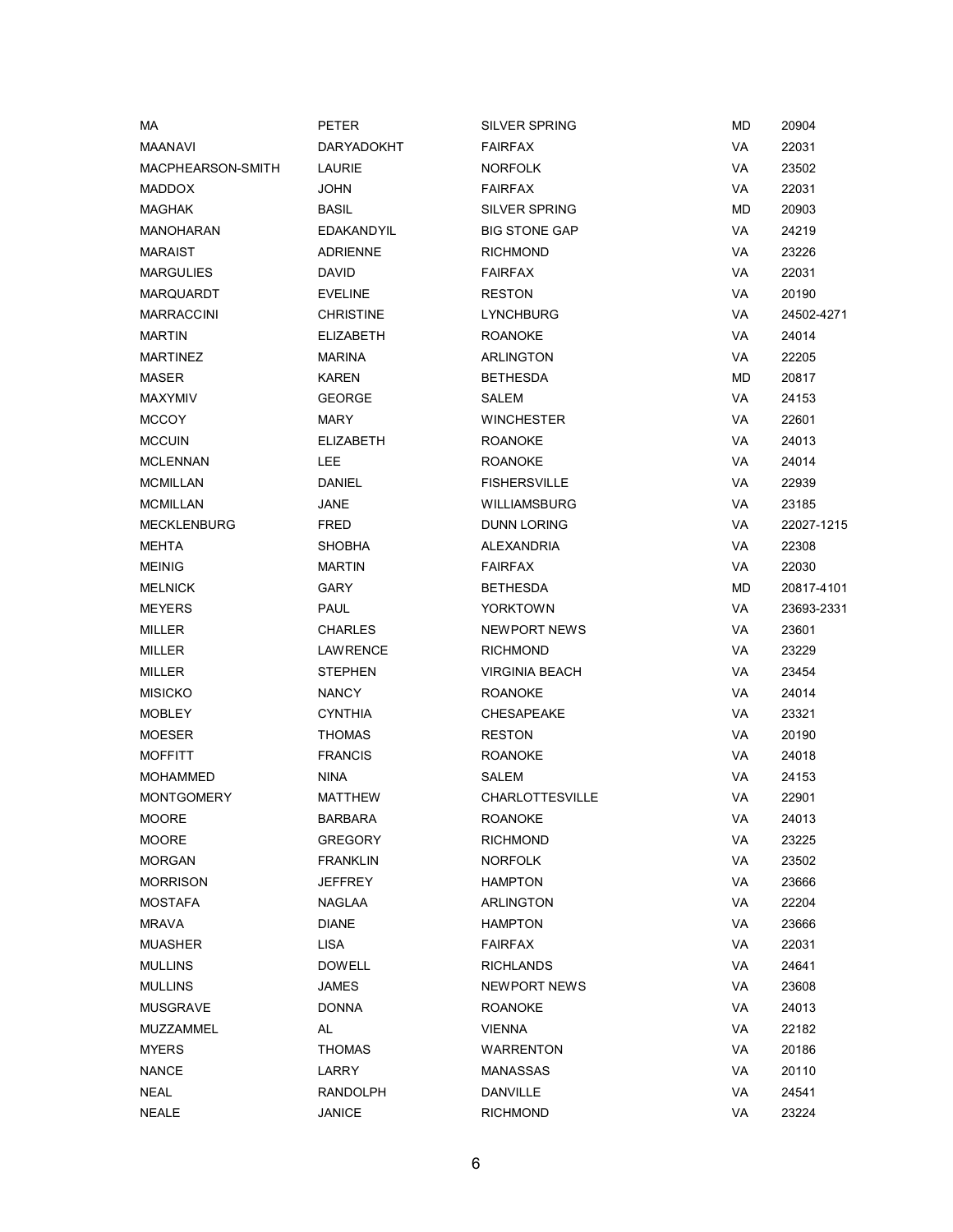| MA | PETER | SILVER SPRING | MD | 20904 |
|---|---|---|---|---|
| MAANAVI | DARYADOKHT | FAIRFAX | VA | 22031 |
| MACPHEARSON-SMITH | LAURIE | NORFOLK | VA | 23502 |
| MADDOX | JOHN | FAIRFAX | VA | 22031 |
| MAGHAK | BASIL | SILVER SPRING | MD | 20903 |
| MANOHARAN | EDAKANDYIL | BIG STONE GAP | VA | 24219 |
| MARAIST | ADRIENNE | RICHMOND | VA | 23226 |
| MARGULIES | DAVID | FAIRFAX | VA | 22031 |
| MARQUARDT | EVELINE | RESTON | VA | 20190 |
| MARRACCINI | CHRISTINE | LYNCHBURG | VA | 24502-4271 |
| MARTIN | ELIZABETH | ROANOKE | VA | 24014 |
| MARTINEZ | MARINA | ARLINGTON | VA | 22205 |
| MASER | KAREN | BETHESDA | MD | 20817 |
| MAXYMIV | GEORGE | SALEM | VA | 24153 |
| MCCOY | MARY | WINCHESTER | VA | 22601 |
| MCCUIN | ELIZABETH | ROANOKE | VA | 24013 |
| MCLENNAN | LEE | ROANOKE | VA | 24014 |
| MCMILLAN | DANIEL | FISHERSVILLE | VA | 22939 |
| MCMILLAN | JANE | WILLIAMSBURG | VA | 23185 |
| MECKLENBURG | FRED | DUNN LORING | VA | 22027-1215 |
| MEHTA | SHOBHA | ALEXANDRIA | VA | 22308 |
| MEINIG | MARTIN | FAIRFAX | VA | 22030 |
| MELNICK | GARY | BETHESDA | MD | 20817-4101 |
| MEYERS | PAUL | YORKTOWN | VA | 23693-2331 |
| MILLER | CHARLES | NEWPORT NEWS | VA | 23601 |
| MILLER | LAWRENCE | RICHMOND | VA | 23229 |
| MILLER | STEPHEN | VIRGINIA BEACH | VA | 23454 |
| MISICKO | NANCY | ROANOKE | VA | 24014 |
| MOBLEY | CYNTHIA | CHESAPEAKE | VA | 23321 |
| MOESER | THOMAS | RESTON | VA | 20190 |
| MOFFITT | FRANCIS | ROANOKE | VA | 24018 |
| MOHAMMED | NINA | SALEM | VA | 24153 |
| MONTGOMERY | MATTHEW | CHARLOTTESVILLE | VA | 22901 |
| MOORE | BARBARA | ROANOKE | VA | 24013 |
| MOORE | GREGORY | RICHMOND | VA | 23225 |
| MORGAN | FRANKLIN | NORFOLK | VA | 23502 |
| MORRISON | JEFFREY | HAMPTON | VA | 23666 |
| MOSTAFA | NAGLAA | ARLINGTON | VA | 22204 |
| MRAVA | DIANE | HAMPTON | VA | 23666 |
| MUASHER | LISA | FAIRFAX | VA | 22031 |
| MULLINS | DOWELL | RICHLANDS | VA | 24641 |
| MULLINS | JAMES | NEWPORT NEWS | VA | 23608 |
| MUSGRAVE | DONNA | ROANOKE | VA | 24013 |
| MUZZAMMEL | AL | VIENNA | VA | 22182 |
| MYERS | THOMAS | WARRENTON | VA | 20186 |
| NANCE | LARRY | MANASSAS | VA | 20110 |
| NEAL | RANDOLPH | DANVILLE | VA | 24541 |
| NEALE | JANICE | RICHMOND | VA | 23224 |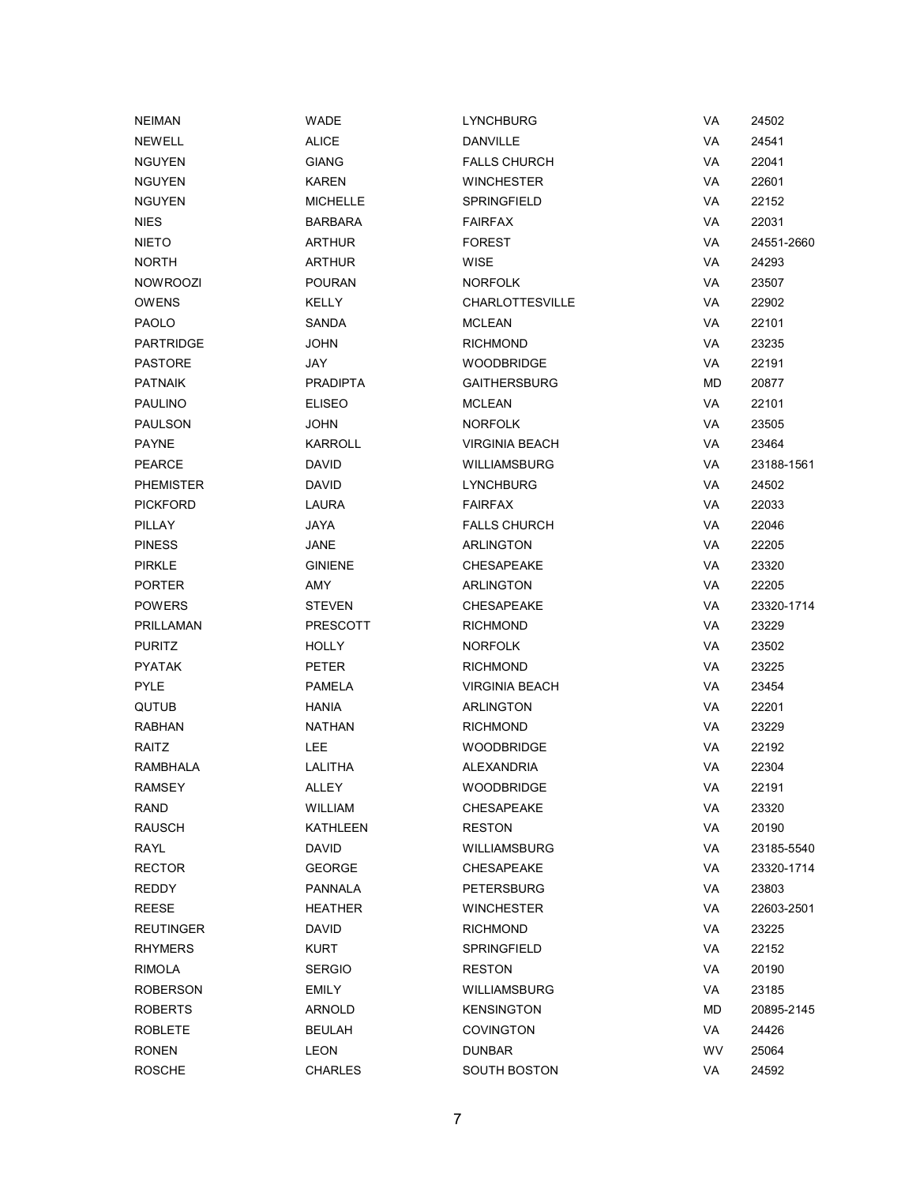| | | | | |
|---|---|---|---|---|
| NEIMAN | WADE | LYNCHBURG | VA | 24502 |
| NEWELL | ALICE | DANVILLE | VA | 24541 |
| NGUYEN | GIANG | FALLS CHURCH | VA | 22041 |
| NGUYEN | KAREN | WINCHESTER | VA | 22601 |
| NGUYEN | MICHELLE | SPRINGFIELD | VA | 22152 |
| NIES | BARBARA | FAIRFAX | VA | 22031 |
| NIETO | ARTHUR | FOREST | VA | 24551-2660 |
| NORTH | ARTHUR | WISE | VA | 24293 |
| NOWROOZI | POURAN | NORFOLK | VA | 23507 |
| OWENS | KELLY | CHARLOTTESVILLE | VA | 22902 |
| PAOLO | SANDA | MCLEAN | VA | 22101 |
| PARTRIDGE | JOHN | RICHMOND | VA | 23235 |
| PASTORE | JAY | WOODBRIDGE | VA | 22191 |
| PATNAIK | PRADIPTA | GAITHERSBURG | MD | 20877 |
| PAULINO | ELISEO | MCLEAN | VA | 22101 |
| PAULSON | JOHN | NORFOLK | VA | 23505 |
| PAYNE | KARROLL | VIRGINIA BEACH | VA | 23464 |
| PEARCE | DAVID | WILLIAMSBURG | VA | 23188-1561 |
| PHEMISTER | DAVID | LYNCHBURG | VA | 24502 |
| PICKFORD | LAURA | FAIRFAX | VA | 22033 |
| PILLAY | JAYA | FALLS CHURCH | VA | 22046 |
| PINESS | JANE | ARLINGTON | VA | 22205 |
| PIRKLE | GINIENE | CHESAPEAKE | VA | 23320 |
| PORTER | AMY | ARLINGTON | VA | 22205 |
| POWERS | STEVEN | CHESAPEAKE | VA | 23320-1714 |
| PRILLAMAN | PRESCOTT | RICHMOND | VA | 23229 |
| PURITZ | HOLLY | NORFOLK | VA | 23502 |
| PYATAK | PETER | RICHMOND | VA | 23225 |
| PYLE | PAMELA | VIRGINIA BEACH | VA | 23454 |
| QUTUB | HANIA | ARLINGTON | VA | 22201 |
| RABHAN | NATHAN | RICHMOND | VA | 23229 |
| RAITZ | LEE | WOODBRIDGE | VA | 22192 |
| RAMBHALA | LALITHA | ALEXANDRIA | VA | 22304 |
| RAMSEY | ALLEY | WOODBRIDGE | VA | 22191 |
| RAND | WILLIAM | CHESAPEAKE | VA | 23320 |
| RAUSCH | KATHLEEN | RESTON | VA | 20190 |
| RAYL | DAVID | WILLIAMSBURG | VA | 23185-5540 |
| RECTOR | GEORGE | CHESAPEAKE | VA | 23320-1714 |
| REDDY | PANNALA | PETERSBURG | VA | 23803 |
| REESE | HEATHER | WINCHESTER | VA | 22603-2501 |
| REUTINGER | DAVID | RICHMOND | VA | 23225 |
| RHYMERS | KURT | SPRINGFIELD | VA | 22152 |
| RIMOLA | SERGIO | RESTON | VA | 20190 |
| ROBERSON | EMILY | WILLIAMSBURG | VA | 23185 |
| ROBERTS | ARNOLD | KENSINGTON | MD | 20895-2145 |
| ROBLETE | BEULAH | COVINGTON | VA | 24426 |
| RONEN | LEON | DUNBAR | WV | 25064 |
| ROSCHE | CHARLES | SOUTH BOSTON | VA | 24592 |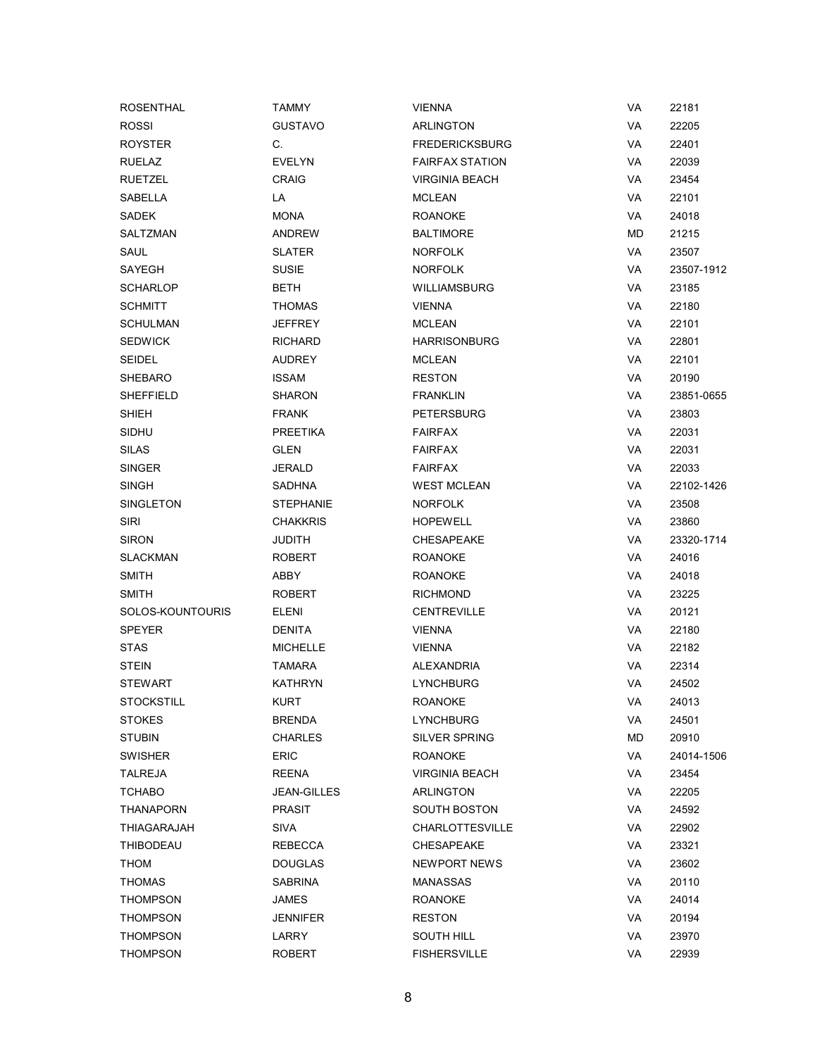| | | | | |
|---|---|---|---|---|
| ROSENTHAL | TAMMY | VIENNA | VA | 22181 |
| ROSSI | GUSTAVO | ARLINGTON | VA | 22205 |
| ROYSTER | C. | FREDERICKSBURG | VA | 22401 |
| RUELAZ | EVELYN | FAIRFAX STATION | VA | 22039 |
| RUETZEL | CRAIG | VIRGINIA BEACH | VA | 23454 |
| SABELLA | LA | MCLEAN | VA | 22101 |
| SADEK | MONA | ROANOKE | VA | 24018 |
| SALTZMAN | ANDREW | BALTIMORE | MD | 21215 |
| SAUL | SLATER | NORFOLK | VA | 23507 |
| SAYEGH | SUSIE | NORFOLK | VA | 23507-1912 |
| SCHARLOP | BETH | WILLIAMSBURG | VA | 23185 |
| SCHMITT | THOMAS | VIENNA | VA | 22180 |
| SCHULMAN | JEFFREY | MCLEAN | VA | 22101 |
| SEDWICK | RICHARD | HARRISONBURG | VA | 22801 |
| SEIDEL | AUDREY | MCLEAN | VA | 22101 |
| SHEBARO | ISSAM | RESTON | VA | 20190 |
| SHEFFIELD | SHARON | FRANKLIN | VA | 23851-0655 |
| SHIEH | FRANK | PETERSBURG | VA | 23803 |
| SIDHU | PREETIKA | FAIRFAX | VA | 22031 |
| SILAS | GLEN | FAIRFAX | VA | 22031 |
| SINGER | JERALD | FAIRFAX | VA | 22033 |
| SINGH | SADHNA | WEST MCLEAN | VA | 22102-1426 |
| SINGLETON | STEPHANIE | NORFOLK | VA | 23508 |
| SIRI | CHAKKRIS | HOPEWELL | VA | 23860 |
| SIRON | JUDITH | CHESAPEAKE | VA | 23320-1714 |
| SLACKMAN | ROBERT | ROANOKE | VA | 24016 |
| SMITH | ABBY | ROANOKE | VA | 24018 |
| SMITH | ROBERT | RICHMOND | VA | 23225 |
| SOLOS-KOUNTOURIS | ELENI | CENTREVILLE | VA | 20121 |
| SPEYER | DENITA | VIENNA | VA | 22180 |
| STAS | MICHELLE | VIENNA | VA | 22182 |
| STEIN | TAMARA | ALEXANDRIA | VA | 22314 |
| STEWART | KATHRYN | LYNCHBURG | VA | 24502 |
| STOCKSTILL | KURT | ROANOKE | VA | 24013 |
| STOKES | BRENDA | LYNCHBURG | VA | 24501 |
| STUBIN | CHARLES | SILVER SPRING | MD | 20910 |
| SWISHER | ERIC | ROANOKE | VA | 24014-1506 |
| TALREJA | REENA | VIRGINIA BEACH | VA | 23454 |
| TCHABO | JEAN-GILLES | ARLINGTON | VA | 22205 |
| THANAPORN | PRASIT | SOUTH BOSTON | VA | 24592 |
| THIAGARAJAH | SIVA | CHARLOTTESVILLE | VA | 22902 |
| THIBODEAU | REBECCA | CHESAPEAKE | VA | 23321 |
| THOM | DOUGLAS | NEWPORT NEWS | VA | 23602 |
| THOMAS | SABRINA | MANASSAS | VA | 20110 |
| THOMPSON | JAMES | ROANOKE | VA | 24014 |
| THOMPSON | JENNIFER | RESTON | VA | 20194 |
| THOMPSON | LARRY | SOUTH HILL | VA | 23970 |
| THOMPSON | ROBERT | FISHERSVILLE | VA | 22939 |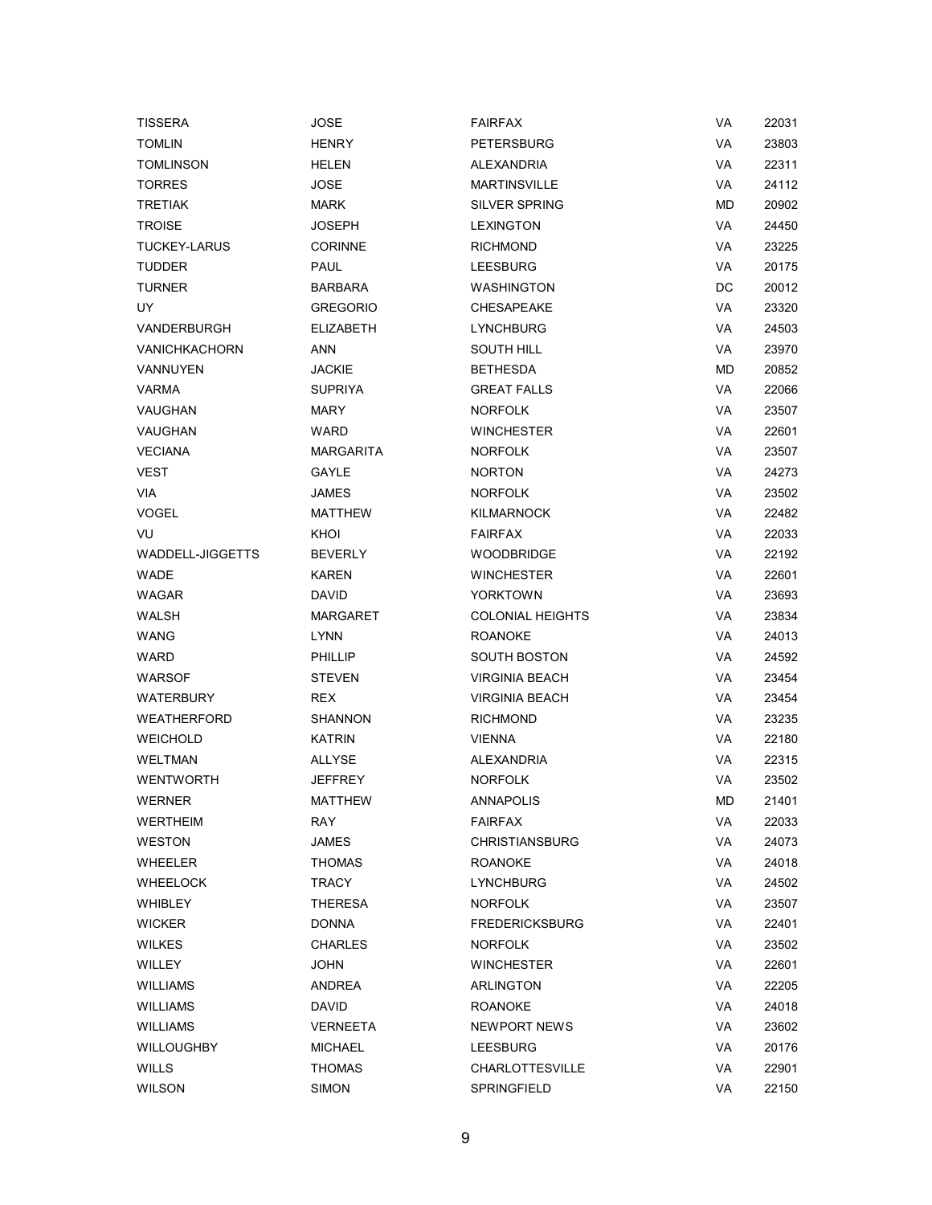| | | | | |
|---|---|---|---|---|
| TISSERA | JOSE | FAIRFAX | VA | 22031 |
| TOMLIN | HENRY | PETERSBURG | VA | 23803 |
| TOMLINSON | HELEN | ALEXANDRIA | VA | 22311 |
| TORRES | JOSE | MARTINSVILLE | VA | 24112 |
| TRETIAK | MARK | SILVER SPRING | MD | 20902 |
| TROISE | JOSEPH | LEXINGTON | VA | 24450 |
| TUCKEY-LARUS | CORINNE | RICHMOND | VA | 23225 |
| TUDDER | PAUL | LEESBURG | VA | 20175 |
| TURNER | BARBARA | WASHINGTON | DC | 20012 |
| UY | GREGORIO | CHESAPEAKE | VA | 23320 |
| VANDERBURGH | ELIZABETH | LYNCHBURG | VA | 24503 |
| VANICHKACHORN | ANN | SOUTH HILL | VA | 23970 |
| VANNUYEN | JACKIE | BETHESDA | MD | 20852 |
| VARMA | SUPRIYA | GREAT FALLS | VA | 22066 |
| VAUGHAN | MARY | NORFOLK | VA | 23507 |
| VAUGHAN | WARD | WINCHESTER | VA | 22601 |
| VECIANA | MARGARITA | NORFOLK | VA | 23507 |
| VEST | GAYLE | NORTON | VA | 24273 |
| VIA | JAMES | NORFOLK | VA | 23502 |
| VOGEL | MATTHEW | KILMARNOCK | VA | 22482 |
| VU | KHOI | FAIRFAX | VA | 22033 |
| WADDELL-JIGGETTS | BEVERLY | WOODBRIDGE | VA | 22192 |
| WADE | KAREN | WINCHESTER | VA | 22601 |
| WAGAR | DAVID | YORKTOWN | VA | 23693 |
| WALSH | MARGARET | COLONIAL HEIGHTS | VA | 23834 |
| WANG | LYNN | ROANOKE | VA | 24013 |
| WARD | PHILLIP | SOUTH BOSTON | VA | 24592 |
| WARSOF | STEVEN | VIRGINIA BEACH | VA | 23454 |
| WATERBURY | REX | VIRGINIA BEACH | VA | 23454 |
| WEATHERFORD | SHANNON | RICHMOND | VA | 23235 |
| WEICHOLD | KATRIN | VIENNA | VA | 22180 |
| WELTMAN | ALLYSE | ALEXANDRIA | VA | 22315 |
| WENTWORTH | JEFFREY | NORFOLK | VA | 23502 |
| WERNER | MATTHEW | ANNAPOLIS | MD | 21401 |
| WERTHEIM | RAY | FAIRFAX | VA | 22033 |
| WESTON | JAMES | CHRISTIANSBURG | VA | 24073 |
| WHEELER | THOMAS | ROANOKE | VA | 24018 |
| WHEELOCK | TRACY | LYNCHBURG | VA | 24502 |
| WHIBLEY | THERESA | NORFOLK | VA | 23507 |
| WICKER | DONNA | FREDERICKSBURG | VA | 22401 |
| WILKES | CHARLES | NORFOLK | VA | 23502 |
| WILLEY | JOHN | WINCHESTER | VA | 22601 |
| WILLIAMS | ANDREA | ARLINGTON | VA | 22205 |
| WILLIAMS | DAVID | ROANOKE | VA | 24018 |
| WILLIAMS | VERNEETA | NEWPORT NEWS | VA | 23602 |
| WILLOUGHBY | MICHAEL | LEESBURG | VA | 20176 |
| WILLS | THOMAS | CHARLOTTESVILLE | VA | 22901 |
| WILSON | SIMON | SPRINGFIELD | VA | 22150 |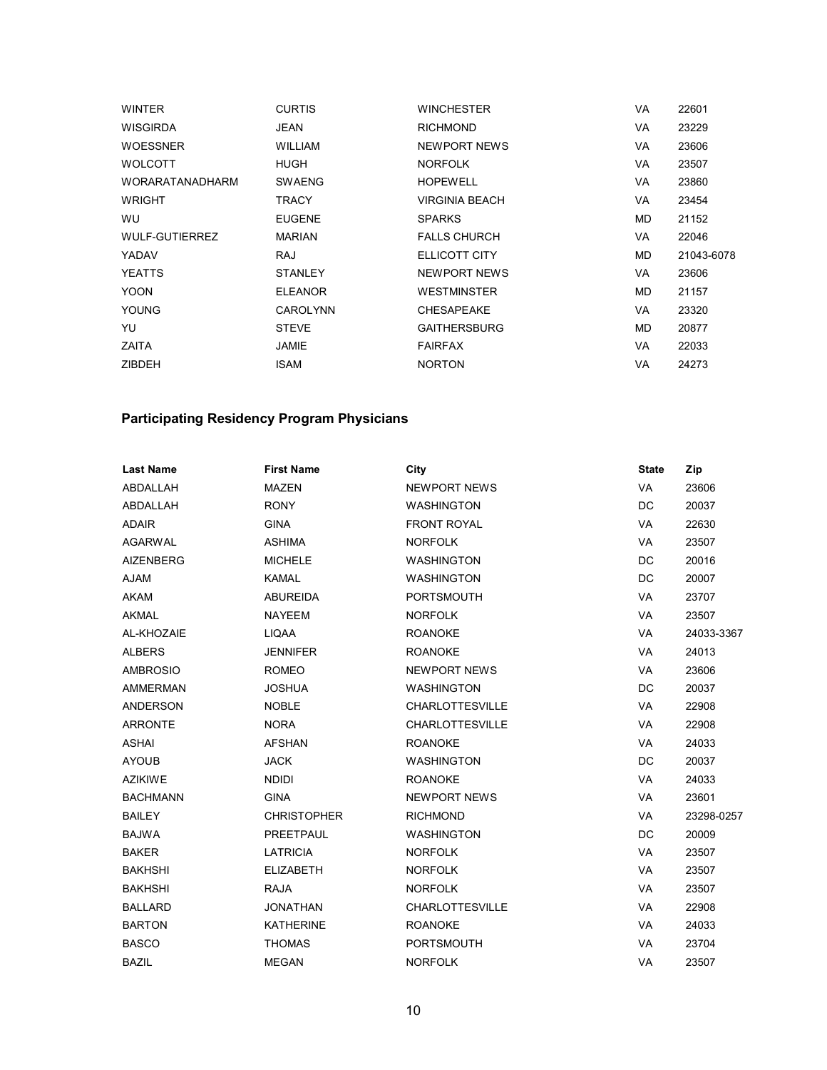| | | | | |
|---|---|---|---|---|
| WINTER | CURTIS | WINCHESTER | VA | 22601 |
| WISGIRDA | JEAN | RICHMOND | VA | 23229 |
| WOESSNER | WILLIAM | NEWPORT NEWS | VA | 23606 |
| WOLCOTT | HUGH | NORFOLK | VA | 23507 |
| WORARATANADHARM | SWAENG | HOPEWELL | VA | 23860 |
| WRIGHT | TRACY | VIRGINIA BEACH | VA | 23454 |
| WU | EUGENE | SPARKS | MD | 21152 |
| WULF-GUTIERREZ | MARIAN | FALLS CHURCH | VA | 22046 |
| YADAV | RAJ | ELLICOTT CITY | MD | 21043-6078 |
| YEATTS | STANLEY | NEWPORT NEWS | VA | 23606 |
| YOON | ELEANOR | WESTMINSTER | MD | 21157 |
| YOUNG | CAROLYNN | CHESAPEAKE | VA | 23320 |
| YU | STEVE | GAITHERSBURG | MD | 20877 |
| ZAITA | JAMIE | FAIRFAX | VA | 22033 |
| ZIBDEH | ISAM | NORTON | VA | 24273 |

## Participating Residency Program Physicians

| Last Name | First Name | City | State | Zip |
|---|---|---|---|---|
| ABDALLAH | MAZEN | NEWPORT NEWS | VA | 23606 |
| ABDALLAH | RONY | WASHINGTON | DC | 20037 |
| ADAIR | GINA | FRONT ROYAL | VA | 22630 |
| AGARWAL | ASHIMA | NORFOLK | VA | 23507 |
| AIZENBERG | MICHELE | WASHINGTON | DC | 20016 |
| AJAM | KAMAL | WASHINGTON | DC | 20007 |
| AKAM | ABUREIDA | PORTSMOUTH | VA | 23707 |
| AKMAL | NAYEEM | NORFOLK | VA | 23507 |
| AL-KHOZAIE | LIQAA | ROANOKE | VA | 24033-3367 |
| ALBERS | JENNIFER | ROANOKE | VA | 24013 |
| AMBROSIO | ROMEO | NEWPORT NEWS | VA | 23606 |
| AMMERMAN | JOSHUA | WASHINGTON | DC | 20037 |
| ANDERSON | NOBLE | CHARLOTTESVILLE | VA | 22908 |
| ARRONTE | NORA | CHARLOTTESVILLE | VA | 22908 |
| ASHAI | AFSHAN | ROANOKE | VA | 24033 |
| AYOUB | JACK | WASHINGTON | DC | 20037 |
| AZIKIWE | NDIDI | ROANOKE | VA | 24033 |
| BACHMANN | GINA | NEWPORT NEWS | VA | 23601 |
| BAILEY | CHRISTOPHER | RICHMOND | VA | 23298-0257 |
| BAJWA | PREETPAUL | WASHINGTON | DC | 20009 |
| BAKER | LATRICIA | NORFOLK | VA | 23507 |
| BAKHSHI | ELIZABETH | NORFOLK | VA | 23507 |
| BAKHSHI | RAJA | NORFOLK | VA | 23507 |
| BALLARD | JONATHAN | CHARLOTTESVILLE | VA | 22908 |
| BARTON | KATHERINE | ROANOKE | VA | 24033 |
| BASCO | THOMAS | PORTSMOUTH | VA | 23704 |
| BAZIL | MEGAN | NORFOLK | VA | 23507 |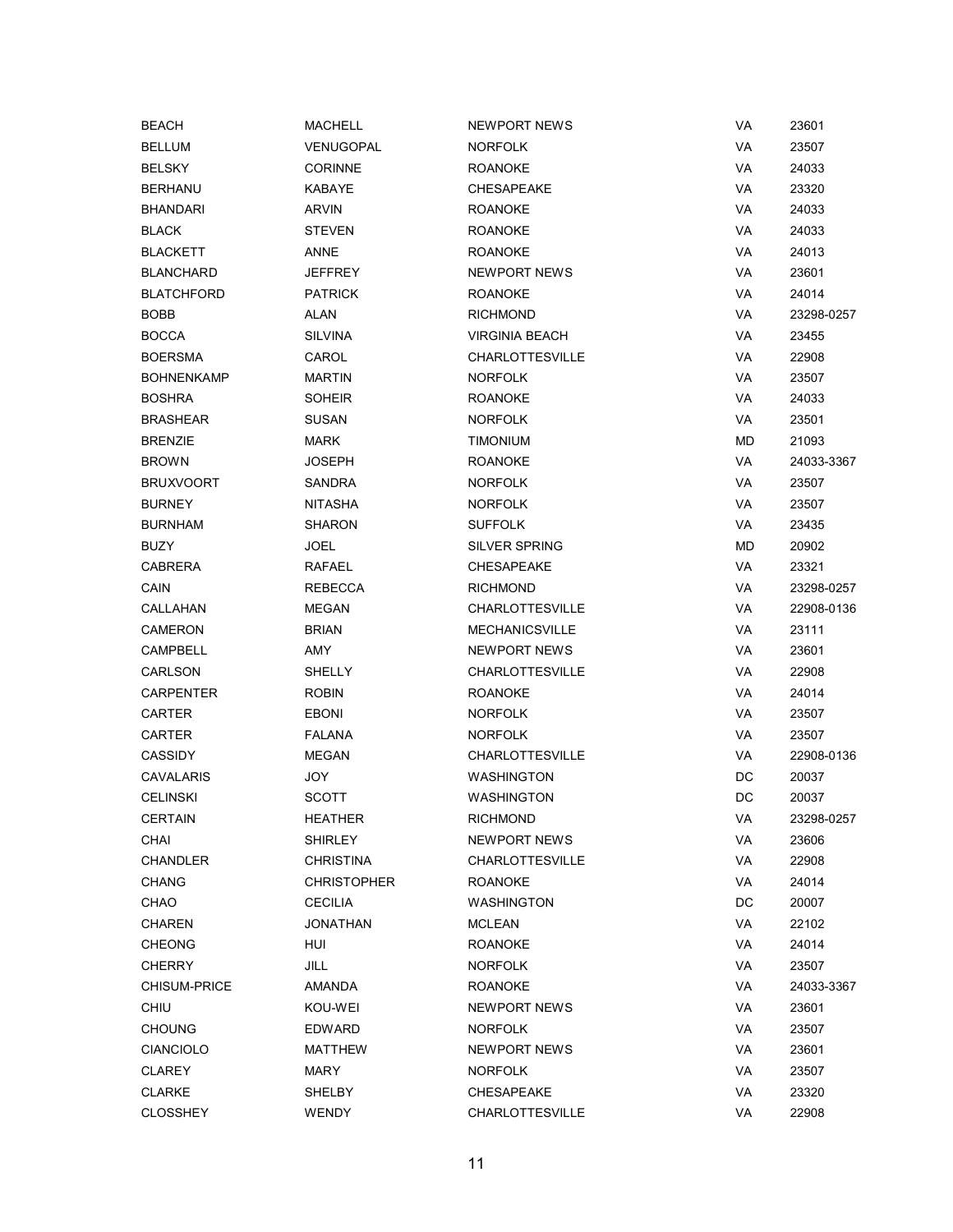| | | | | |
|---|---|---|---|---|
| BEACH | MACHELL | NEWPORT NEWS | VA | 23601 |
| BELLUM | VENUGOPAL | NORFOLK | VA | 23507 |
| BELSKY | CORINNE | ROANOKE | VA | 24033 |
| BERHANU | KABAYE | CHESAPEAKE | VA | 23320 |
| BHANDARI | ARVIN | ROANOKE | VA | 24033 |
| BLACK | STEVEN | ROANOKE | VA | 24033 |
| BLACKETT | ANNE | ROANOKE | VA | 24013 |
| BLANCHARD | JEFFREY | NEWPORT NEWS | VA | 23601 |
| BLATCHFORD | PATRICK | ROANOKE | VA | 24014 |
| BOBB | ALAN | RICHMOND | VA | 23298-0257 |
| BOCCA | SILVINA | VIRGINIA BEACH | VA | 23455 |
| BOERSMA | CAROL | CHARLOTTESVILLE | VA | 22908 |
| BOHNENKAMP | MARTIN | NORFOLK | VA | 23507 |
| BOSHRA | SOHEIR | ROANOKE | VA | 24033 |
| BRASHEAR | SUSAN | NORFOLK | VA | 23501 |
| BRENZIE | MARK | TIMONIUM | MD | 21093 |
| BROWN | JOSEPH | ROANOKE | VA | 24033-3367 |
| BRUXVOORT | SANDRA | NORFOLK | VA | 23507 |
| BURNEY | NITASHA | NORFOLK | VA | 23507 |
| BURNHAM | SHARON | SUFFOLK | VA | 23435 |
| BUZY | JOEL | SILVER SPRING | MD | 20902 |
| CABRERA | RAFAEL | CHESAPEAKE | VA | 23321 |
| CAIN | REBECCA | RICHMOND | VA | 23298-0257 |
| CALLAHAN | MEGAN | CHARLOTTESVILLE | VA | 22908-0136 |
| CAMERON | BRIAN | MECHANICSVILLE | VA | 23111 |
| CAMPBELL | AMY | NEWPORT NEWS | VA | 23601 |
| CARLSON | SHELLY | CHARLOTTESVILLE | VA | 22908 |
| CARPENTER | ROBIN | ROANOKE | VA | 24014 |
| CARTER | EBONI | NORFOLK | VA | 23507 |
| CARTER | FALANA | NORFOLK | VA | 23507 |
| CASSIDY | MEGAN | CHARLOTTESVILLE | VA | 22908-0136 |
| CAVALARIS | JOY | WASHINGTON | DC | 20037 |
| CELINSKI | SCOTT | WASHINGTON | DC | 20037 |
| CERTAIN | HEATHER | RICHMOND | VA | 23298-0257 |
| CHAI | SHIRLEY | NEWPORT NEWS | VA | 23606 |
| CHANDLER | CHRISTINA | CHARLOTTESVILLE | VA | 22908 |
| CHANG | CHRISTOPHER | ROANOKE | VA | 24014 |
| CHAO | CECILIA | WASHINGTON | DC | 20007 |
| CHAREN | JONATHAN | MCLEAN | VA | 22102 |
| CHEONG | HUI | ROANOKE | VA | 24014 |
| CHERRY | JILL | NORFOLK | VA | 23507 |
| CHISUM-PRICE | AMANDA | ROANOKE | VA | 24033-3367 |
| CHIU | KOU-WEI | NEWPORT NEWS | VA | 23601 |
| CHOUNG | EDWARD | NORFOLK | VA | 23507 |
| CIANCIOLO | MATTHEW | NEWPORT NEWS | VA | 23601 |
| CLAREY | MARY | NORFOLK | VA | 23507 |
| CLARKE | SHELBY | CHESAPEAKE | VA | 23320 |
| CLOSSHEY | WENDY | CHARLOTTESVILLE | VA | 22908 |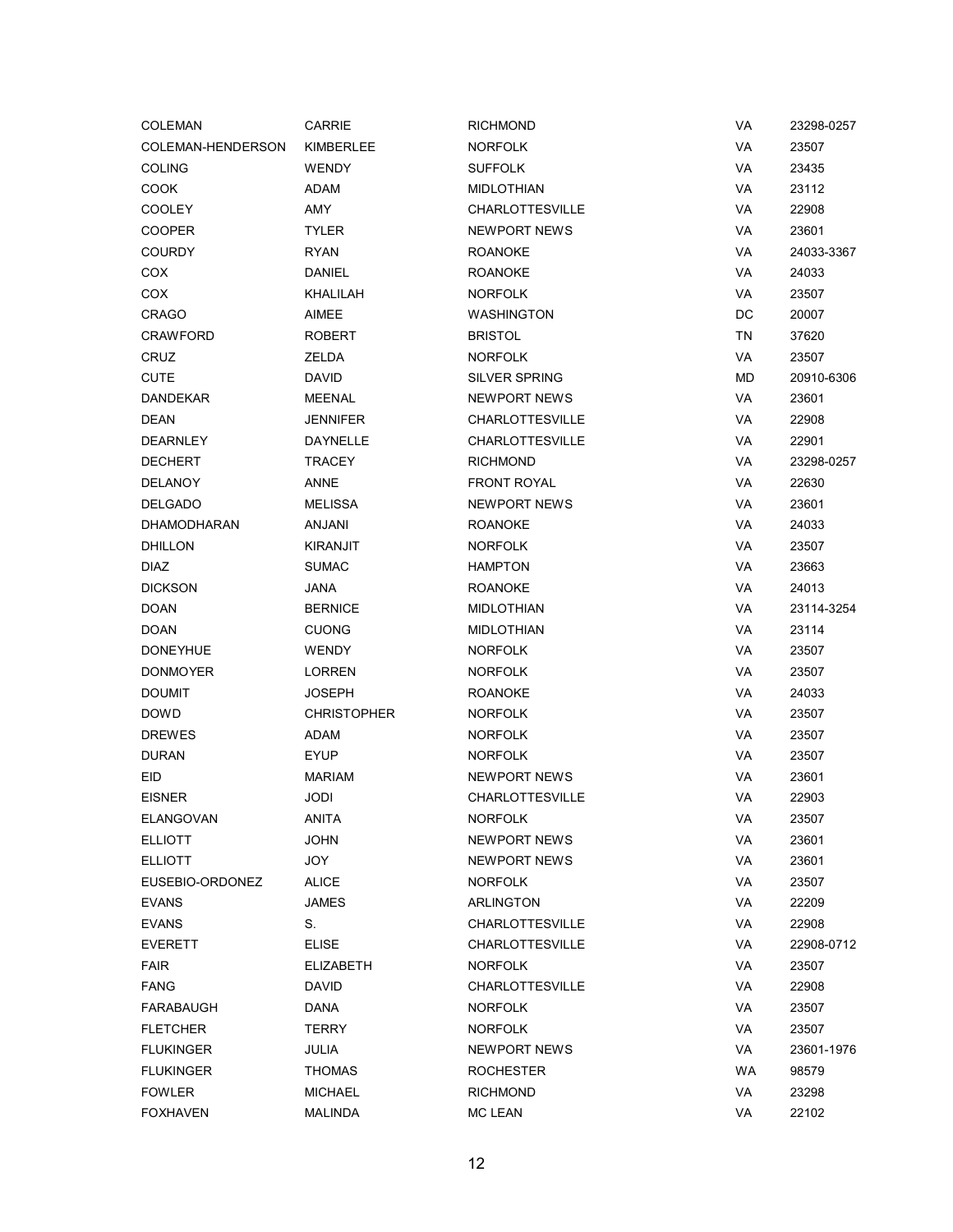| | | | | |
|---|---|---|---|---|
| COLEMAN | CARRIE | RICHMOND | VA | 23298-0257 |
| COLEMAN-HENDERSON | KIMBERLEE | NORFOLK | VA | 23507 |
| COLING | WENDY | SUFFOLK | VA | 23435 |
| COOK | ADAM | MIDLOTHIAN | VA | 23112 |
| COOLEY | AMY | CHARLOTTESVILLE | VA | 22908 |
| COOPER | TYLER | NEWPORT NEWS | VA | 23601 |
| COURDY | RYAN | ROANOKE | VA | 24033-3367 |
| COX | DANIEL | ROANOKE | VA | 24033 |
| COX | KHALILAH | NORFOLK | VA | 23507 |
| CRAGO | AIMEE | WASHINGTON | DC | 20007 |
| CRAWFORD | ROBERT | BRISTOL | TN | 37620 |
| CRUZ | ZELDA | NORFOLK | VA | 23507 |
| CUTE | DAVID | SILVER SPRING | MD | 20910-6306 |
| DANDEKAR | MEENAL | NEWPORT NEWS | VA | 23601 |
| DEAN | JENNIFER | CHARLOTTESVILLE | VA | 22908 |
| DEARNLEY | DAYNELLE | CHARLOTTESVILLE | VA | 22901 |
| DECHERT | TRACEY | RICHMOND | VA | 23298-0257 |
| DELANOY | ANNE | FRONT ROYAL | VA | 22630 |
| DELGADO | MELISSA | NEWPORT NEWS | VA | 23601 |
| DHAMODHARAN | ANJANI | ROANOKE | VA | 24033 |
| DHILLON | KIRANJIT | NORFOLK | VA | 23507 |
| DIAZ | SUMAC | HAMPTON | VA | 23663 |
| DICKSON | JANA | ROANOKE | VA | 24013 |
| DOAN | BERNICE | MIDLOTHIAN | VA | 23114-3254 |
| DOAN | CUONG | MIDLOTHIAN | VA | 23114 |
| DONEYHUE | WENDY | NORFOLK | VA | 23507 |
| DONMOYER | LORREN | NORFOLK | VA | 23507 |
| DOUMIT | JOSEPH | ROANOKE | VA | 24033 |
| DOWD | CHRISTOPHER | NORFOLK | VA | 23507 |
| DREWES | ADAM | NORFOLK | VA | 23507 |
| DURAN | EYUP | NORFOLK | VA | 23507 |
| EID | MARIAM | NEWPORT NEWS | VA | 23601 |
| EISNER | JODI | CHARLOTTESVILLE | VA | 22903 |
| ELANGOVAN | ANITA | NORFOLK | VA | 23507 |
| ELLIOTT | JOHN | NEWPORT NEWS | VA | 23601 |
| ELLIOTT | JOY | NEWPORT NEWS | VA | 23601 |
| EUSEBIO-ORDONEZ | ALICE | NORFOLK | VA | 23507 |
| EVANS | JAMES | ARLINGTON | VA | 22209 |
| EVANS | S. | CHARLOTTESVILLE | VA | 22908 |
| EVERETT | ELISE | CHARLOTTESVILLE | VA | 22908-0712 |
| FAIR | ELIZABETH | NORFOLK | VA | 23507 |
| FANG | DAVID | CHARLOTTESVILLE | VA | 22908 |
| FARABAUGH | DANA | NORFOLK | VA | 23507 |
| FLETCHER | TERRY | NORFOLK | VA | 23507 |
| FLUKINGER | JULIA | NEWPORT NEWS | VA | 23601-1976 |
| FLUKINGER | THOMAS | ROCHESTER | WA | 98579 |
| FOWLER | MICHAEL | RICHMOND | VA | 23298 |
| FOXHAVEN | MALINDA | MC LEAN | VA | 22102 |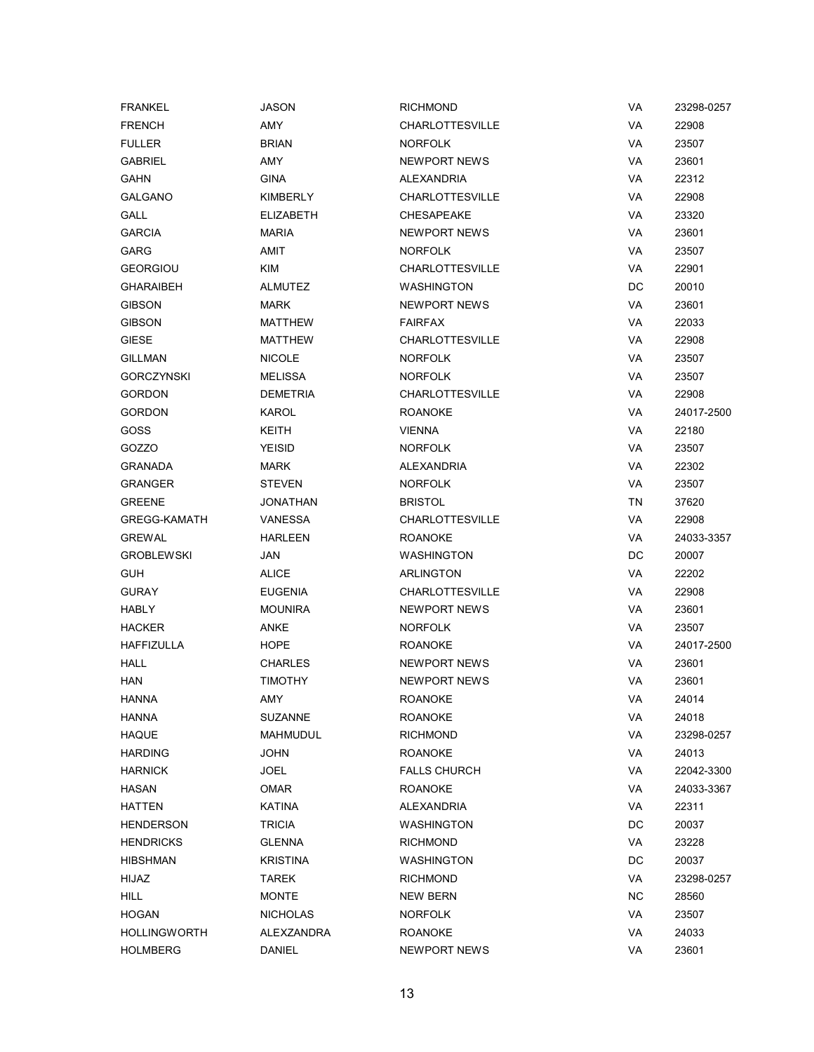| | | | | |
|---|---|---|---|---|
| FRANKEL | JASON | RICHMOND | VA | 23298-0257 |
| FRENCH | AMY | CHARLOTTESVILLE | VA | 22908 |
| FULLER | BRIAN | NORFOLK | VA | 23507 |
| GABRIEL | AMY | NEWPORT NEWS | VA | 23601 |
| GAHN | GINA | ALEXANDRIA | VA | 22312 |
| GALGANO | KIMBERLY | CHARLOTTESVILLE | VA | 22908 |
| GALL | ELIZABETH | CHESAPEAKE | VA | 23320 |
| GARCIA | MARIA | NEWPORT NEWS | VA | 23601 |
| GARG | AMIT | NORFOLK | VA | 23507 |
| GEORGIOU | KIM | CHARLOTTESVILLE | VA | 22901 |
| GHARAIBEH | ALMUTEZ | WASHINGTON | DC | 20010 |
| GIBSON | MARK | NEWPORT NEWS | VA | 23601 |
| GIBSON | MATTHEW | FAIRFAX | VA | 22033 |
| GIESE | MATTHEW | CHARLOTTESVILLE | VA | 22908 |
| GILLMAN | NICOLE | NORFOLK | VA | 23507 |
| GORCZYNSKI | MELISSA | NORFOLK | VA | 23507 |
| GORDON | DEMETRIA | CHARLOTTESVILLE | VA | 22908 |
| GORDON | KAROL | ROANOKE | VA | 24017-2500 |
| GOSS | KEITH | VIENNA | VA | 22180 |
| GOZZO | YEISID | NORFOLK | VA | 23507 |
| GRANADA | MARK | ALEXANDRIA | VA | 22302 |
| GRANGER | STEVEN | NORFOLK | VA | 23507 |
| GREENE | JONATHAN | BRISTOL | TN | 37620 |
| GREGG-KAMATH | VANESSA | CHARLOTTESVILLE | VA | 22908 |
| GREWAL | HARLEEN | ROANOKE | VA | 24033-3357 |
| GROBLEWSKI | JAN | WASHINGTON | DC | 20007 |
| GUH | ALICE | ARLINGTON | VA | 22202 |
| GURAY | EUGENIA | CHARLOTTESVILLE | VA | 22908 |
| HABLY | MOUNIRA | NEWPORT NEWS | VA | 23601 |
| HACKER | ANKE | NORFOLK | VA | 23507 |
| HAFFIZULLA | HOPE | ROANOKE | VA | 24017-2500 |
| HALL | CHARLES | NEWPORT NEWS | VA | 23601 |
| HAN | TIMOTHY | NEWPORT NEWS | VA | 23601 |
| HANNA | AMY | ROANOKE | VA | 24014 |
| HANNA | SUZANNE | ROANOKE | VA | 24018 |
| HAQUE | MAHMUDUL | RICHMOND | VA | 23298-0257 |
| HARDING | JOHN | ROANOKE | VA | 24013 |
| HARNICK | JOEL | FALLS CHURCH | VA | 22042-3300 |
| HASAN | OMAR | ROANOKE | VA | 24033-3367 |
| HATTEN | KATINA | ALEXANDRIA | VA | 22311 |
| HENDERSON | TRICIA | WASHINGTON | DC | 20037 |
| HENDRICKS | GLENNA | RICHMOND | VA | 23228 |
| HIBSHMAN | KRISTINA | WASHINGTON | DC | 20037 |
| HIJAZ | TAREK | RICHMOND | VA | 23298-0257 |
| HILL | MONTE | NEW BERN | NC | 28560 |
| HOGAN | NICHOLAS | NORFOLK | VA | 23507 |
| HOLLINGWORTH | ALEXZANDRA | ROANOKE | VA | 24033 |
| HOLMBERG | DANIEL | NEWPORT NEWS | VA | 23601 |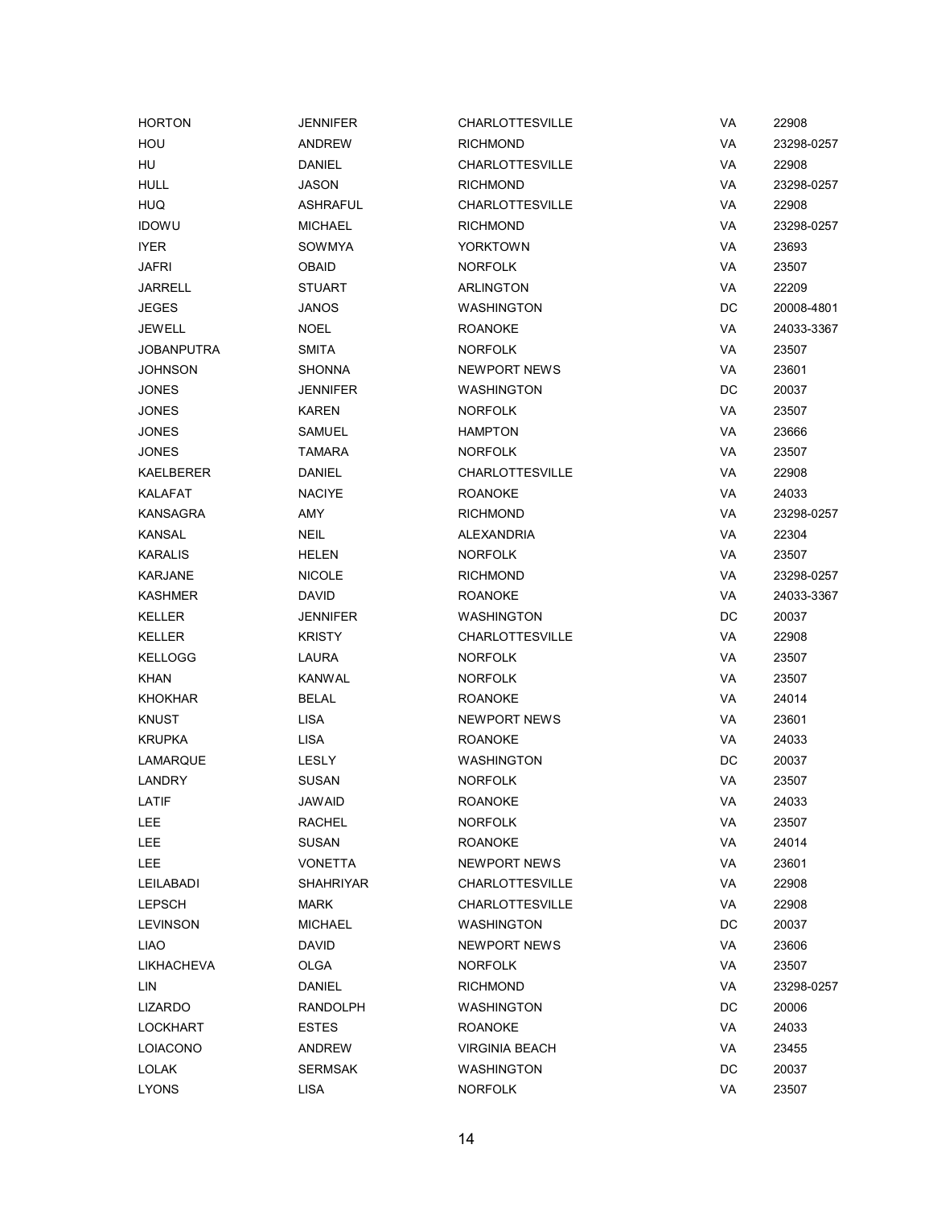| | | | | |
|---|---|---|---|---|
| HORTON | JENNIFER | CHARLOTTESVILLE | VA | 22908 |
| HOU | ANDREW | RICHMOND | VA | 23298-0257 |
| HU | DANIEL | CHARLOTTESVILLE | VA | 22908 |
| HULL | JASON | RICHMOND | VA | 23298-0257 |
| HUQ | ASHRAFUL | CHARLOTTESVILLE | VA | 22908 |
| IDOWU | MICHAEL | RICHMOND | VA | 23298-0257 |
| IYER | SOWMYA | YORKTOWN | VA | 23693 |
| JAFRI | OBAID | NORFOLK | VA | 23507 |
| JARRELL | STUART | ARLINGTON | VA | 22209 |
| JEGES | JANOS | WASHINGTON | DC | 20008-4801 |
| JEWELL | NOEL | ROANOKE | VA | 24033-3367 |
| JOBANPUTRA | SMITA | NORFOLK | VA | 23507 |
| JOHNSON | SHONNA | NEWPORT NEWS | VA | 23601 |
| JONES | JENNIFER | WASHINGTON | DC | 20037 |
| JONES | KAREN | NORFOLK | VA | 23507 |
| JONES | SAMUEL | HAMPTON | VA | 23666 |
| JONES | TAMARA | NORFOLK | VA | 23507 |
| KAELBERER | DANIEL | CHARLOTTESVILLE | VA | 22908 |
| KALAFAT | NACIYE | ROANOKE | VA | 24033 |
| KANSAGRA | AMY | RICHMOND | VA | 23298-0257 |
| KANSAL | NEIL | ALEXANDRIA | VA | 22304 |
| KARALIS | HELEN | NORFOLK | VA | 23507 |
| KARJANE | NICOLE | RICHMOND | VA | 23298-0257 |
| KASHMER | DAVID | ROANOKE | VA | 24033-3367 |
| KELLER | JENNIFER | WASHINGTON | DC | 20037 |
| KELLER | KRISTY | CHARLOTTESVILLE | VA | 22908 |
| KELLOGG | LAURA | NORFOLK | VA | 23507 |
| KHAN | KANWAL | NORFOLK | VA | 23507 |
| KHOKHAR | BELAL | ROANOKE | VA | 24014 |
| KNUST | LISA | NEWPORT NEWS | VA | 23601 |
| KRUPKA | LISA | ROANOKE | VA | 24033 |
| LAMARQUE | LESLY | WASHINGTON | DC | 20037 |
| LANDRY | SUSAN | NORFOLK | VA | 23507 |
| LATIF | JAWAID | ROANOKE | VA | 24033 |
| LEE | RACHEL | NORFOLK | VA | 23507 |
| LEE | SUSAN | ROANOKE | VA | 24014 |
| LEE | VONETTA | NEWPORT NEWS | VA | 23601 |
| LEILABADI | SHAHRIYAR | CHARLOTTESVILLE | VA | 22908 |
| LEPSCH | MARK | CHARLOTTESVILLE | VA | 22908 |
| LEVINSON | MICHAEL | WASHINGTON | DC | 20037 |
| LIAO | DAVID | NEWPORT NEWS | VA | 23606 |
| LIKHACHEVA | OLGA | NORFOLK | VA | 23507 |
| LIN | DANIEL | RICHMOND | VA | 23298-0257 |
| LIZARDO | RANDOLPH | WASHINGTON | DC | 20006 |
| LOCKHART | ESTES | ROANOKE | VA | 24033 |
| LOIACONO | ANDREW | VIRGINIA BEACH | VA | 23455 |
| LOLAK | SERMSAK | WASHINGTON | DC | 20037 |
| LYONS | LISA | NORFOLK | VA | 23507 |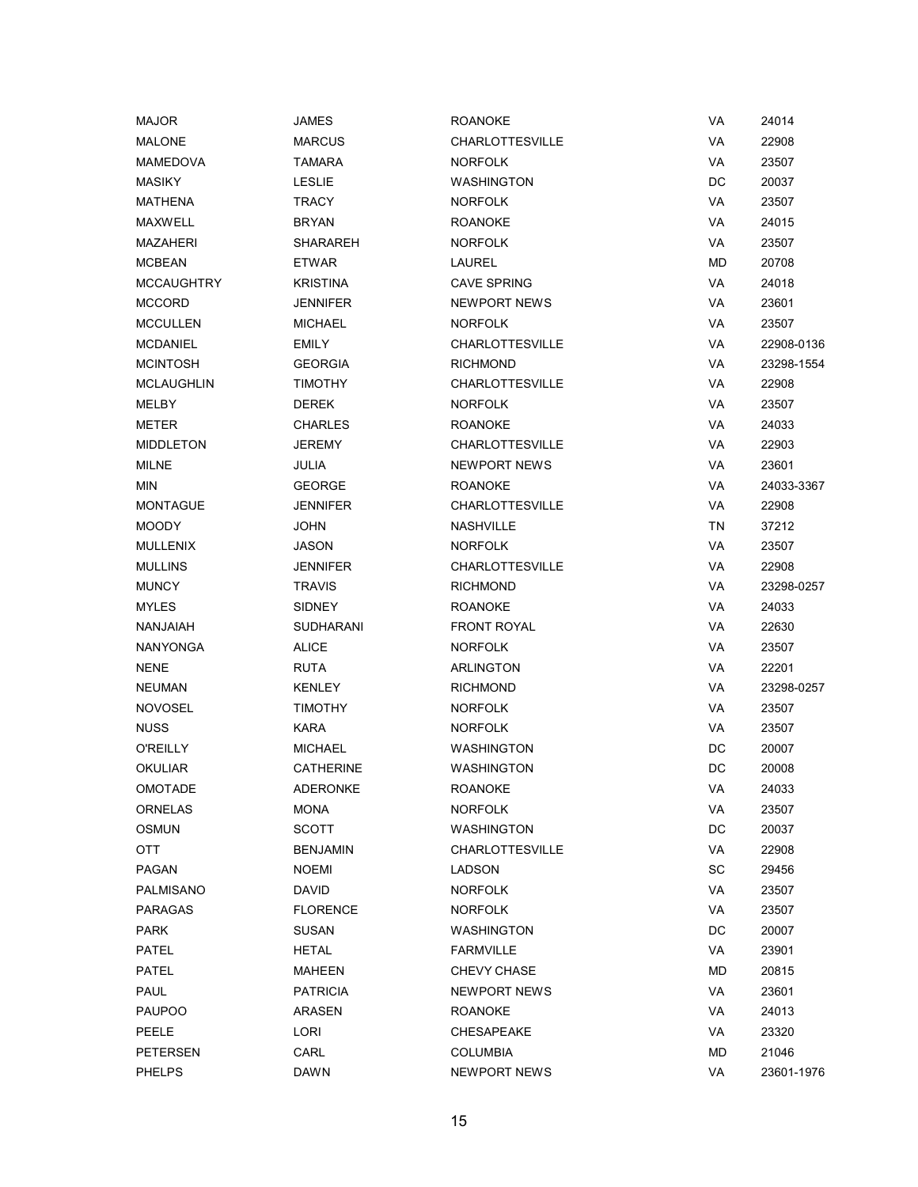| | | | | |
|---|---|---|---|---|
| MAJOR | JAMES | ROANOKE | VA | 24014 |
| MALONE | MARCUS | CHARLOTTESVILLE | VA | 22908 |
| MAMEDOVA | TAMARA | NORFOLK | VA | 23507 |
| MASIKY | LESLIE | WASHINGTON | DC | 20037 |
| MATHENA | TRACY | NORFOLK | VA | 23507 |
| MAXWELL | BRYAN | ROANOKE | VA | 24015 |
| MAZAHERI | SHARAREH | NORFOLK | VA | 23507 |
| MCBEAN | ETWAR | LAUREL | MD | 20708 |
| MCCAUGHTRY | KRISTINA | CAVE SPRING | VA | 24018 |
| MCCORD | JENNIFER | NEWPORT NEWS | VA | 23601 |
| MCCULLEN | MICHAEL | NORFOLK | VA | 23507 |
| MCDANIEL | EMILY | CHARLOTTESVILLE | VA | 22908-0136 |
| MCINTOSH | GEORGIA | RICHMOND | VA | 23298-1554 |
| MCLAUGHLIN | TIMOTHY | CHARLOTTESVILLE | VA | 22908 |
| MELBY | DEREK | NORFOLK | VA | 23507 |
| METER | CHARLES | ROANOKE | VA | 24033 |
| MIDDLETON | JEREMY | CHARLOTTESVILLE | VA | 22903 |
| MILNE | JULIA | NEWPORT NEWS | VA | 23601 |
| MIN | GEORGE | ROANOKE | VA | 24033-3367 |
| MONTAGUE | JENNIFER | CHARLOTTESVILLE | VA | 22908 |
| MOODY | JOHN | NASHVILLE | TN | 37212 |
| MULLENIX | JASON | NORFOLK | VA | 23507 |
| MULLINS | JENNIFER | CHARLOTTESVILLE | VA | 22908 |
| MUNCY | TRAVIS | RICHMOND | VA | 23298-0257 |
| MYLES | SIDNEY | ROANOKE | VA | 24033 |
| NANJAIAH | SUDHARANI | FRONT ROYAL | VA | 22630 |
| NANYONGA | ALICE | NORFOLK | VA | 23507 |
| NENE | RUTA | ARLINGTON | VA | 22201 |
| NEUMAN | KENLEY | RICHMOND | VA | 23298-0257 |
| NOVOSEL | TIMOTHY | NORFOLK | VA | 23507 |
| NUSS | KARA | NORFOLK | VA | 23507 |
| O'REILLY | MICHAEL | WASHINGTON | DC | 20007 |
| OKULIAR | CATHERINE | WASHINGTON | DC | 20008 |
| OMOTADE | ADERONKE | ROANOKE | VA | 24033 |
| ORNELAS | MONA | NORFOLK | VA | 23507 |
| OSMUN | SCOTT | WASHINGTON | DC | 20037 |
| OTT | BENJAMIN | CHARLOTTESVILLE | VA | 22908 |
| PAGAN | NOEMI | LADSON | SC | 29456 |
| PALMISANO | DAVID | NORFOLK | VA | 23507 |
| PARAGAS | FLORENCE | NORFOLK | VA | 23507 |
| PARK | SUSAN | WASHINGTON | DC | 20007 |
| PATEL | HETAL | FARMVILLE | VA | 23901 |
| PATEL | MAHEEN | CHEVY CHASE | MD | 20815 |
| PAUL | PATRICIA | NEWPORT NEWS | VA | 23601 |
| PAUPOO | ARASEN | ROANOKE | VA | 24013 |
| PEELE | LORI | CHESAPEAKE | VA | 23320 |
| PETERSEN | CARL | COLUMBIA | MD | 21046 |
| PHELPS | DAWN | NEWPORT NEWS | VA | 23601-1976 |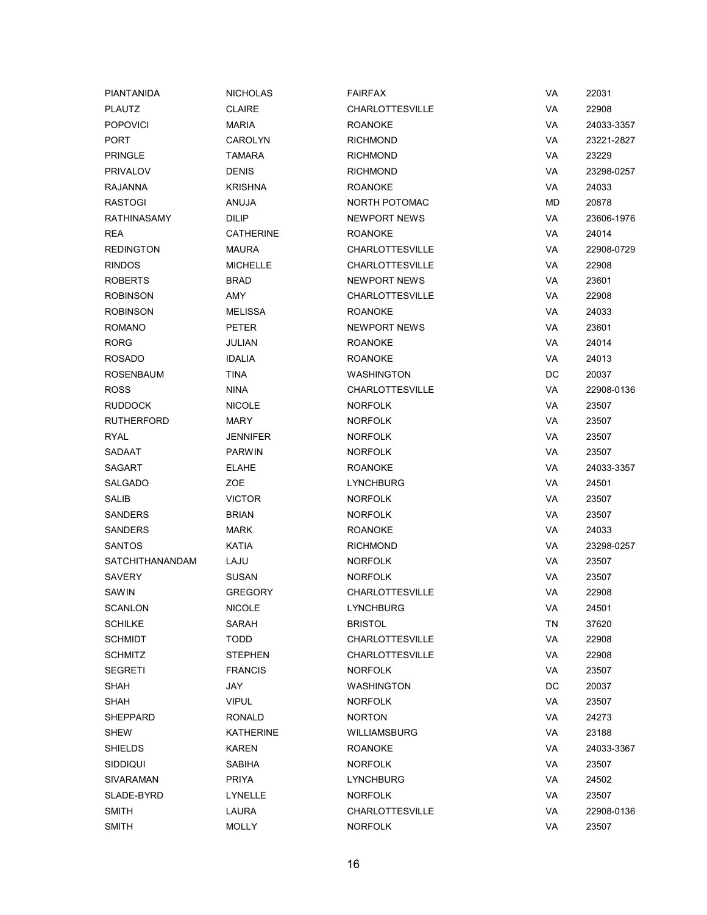| | | | | |
|---|---|---|---|---|
| PIANTANIDA | NICHOLAS | FAIRFAX | VA | 22031 |
| PLAUTZ | CLAIRE | CHARLOTTESVILLE | VA | 22908 |
| POPOVICI | MARIA | ROANOKE | VA | 24033-3357 |
| PORT | CAROLYN | RICHMOND | VA | 23221-2827 |
| PRINGLE | TAMARA | RICHMOND | VA | 23229 |
| PRIVALOV | DENIS | RICHMOND | VA | 23298-0257 |
| RAJANNA | KRISHNA | ROANOKE | VA | 24033 |
| RASTOGI | ANUJA | NORTH POTOMAC | MD | 20878 |
| RATHINASAMY | DILIP | NEWPORT NEWS | VA | 23606-1976 |
| REA | CATHERINE | ROANOKE | VA | 24014 |
| REDINGTON | MAURA | CHARLOTTESVILLE | VA | 22908-0729 |
| RINDOS | MICHELLE | CHARLOTTESVILLE | VA | 22908 |
| ROBERTS | BRAD | NEWPORT NEWS | VA | 23601 |
| ROBINSON | AMY | CHARLOTTESVILLE | VA | 22908 |
| ROBINSON | MELISSA | ROANOKE | VA | 24033 |
| ROMANO | PETER | NEWPORT NEWS | VA | 23601 |
| RORG | JULIAN | ROANOKE | VA | 24014 |
| ROSADO | IDALIA | ROANOKE | VA | 24013 |
| ROSENBAUM | TINA | WASHINGTON | DC | 20037 |
| ROSS | NINA | CHARLOTTESVILLE | VA | 22908-0136 |
| RUDDOCK | NICOLE | NORFOLK | VA | 23507 |
| RUTHERFORD | MARY | NORFOLK | VA | 23507 |
| RYAL | JENNIFER | NORFOLK | VA | 23507 |
| SADAAT | PARWIN | NORFOLK | VA | 23507 |
| SAGART | ELAHE | ROANOKE | VA | 24033-3357 |
| SALGADO | ZOE | LYNCHBURG | VA | 24501 |
| SALIB | VICTOR | NORFOLK | VA | 23507 |
| SANDERS | BRIAN | NORFOLK | VA | 23507 |
| SANDERS | MARK | ROANOKE | VA | 24033 |
| SANTOS | KATIA | RICHMOND | VA | 23298-0257 |
| SATCHITHANANDAM | LAJU | NORFOLK | VA | 23507 |
| SAVERY | SUSAN | NORFOLK | VA | 23507 |
| SAWIN | GREGORY | CHARLOTTESVILLE | VA | 22908 |
| SCANLON | NICOLE | LYNCHBURG | VA | 24501 |
| SCHILKE | SARAH | BRISTOL | TN | 37620 |
| SCHMIDT | TODD | CHARLOTTESVILLE | VA | 22908 |
| SCHMITZ | STEPHEN | CHARLOTTESVILLE | VA | 22908 |
| SEGRETI | FRANCIS | NORFOLK | VA | 23507 |
| SHAH | JAY | WASHINGTON | DC | 20037 |
| SHAH | VIPUL | NORFOLK | VA | 23507 |
| SHEPPARD | RONALD | NORTON | VA | 24273 |
| SHEW | KATHERINE | WILLIAMSBURG | VA | 23188 |
| SHIELDS | KAREN | ROANOKE | VA | 24033-3367 |
| SIDDIQUI | SABIHA | NORFOLK | VA | 23507 |
| SIVARAMAN | PRIYA | LYNCHBURG | VA | 24502 |
| SLADE-BYRD | LYNELLE | NORFOLK | VA | 23507 |
| SMITH | LAURA | CHARLOTTESVILLE | VA | 22908-0136 |
| SMITH | MOLLY | NORFOLK | VA | 23507 |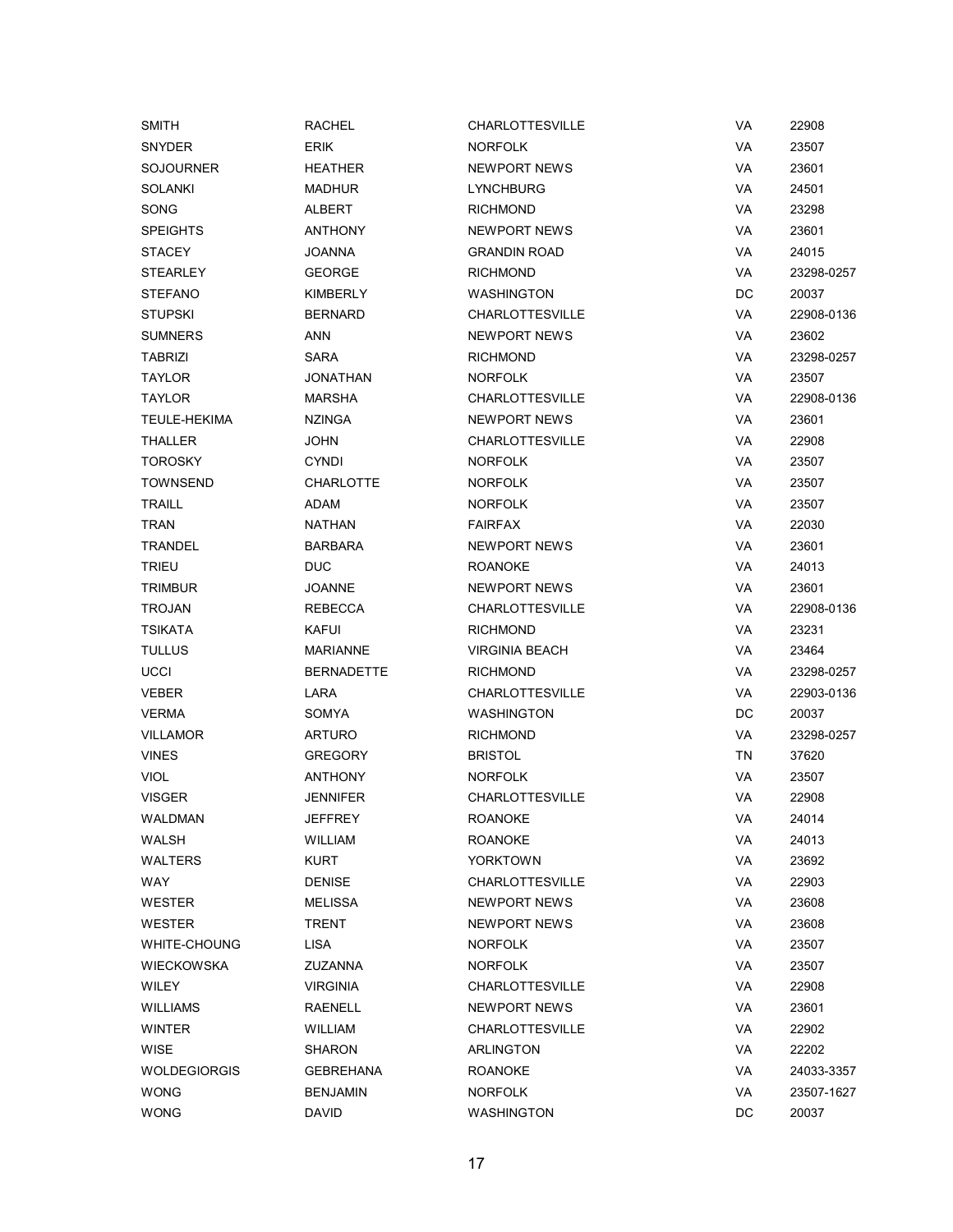| | | | | |
|---|---|---|---|---|
| SMITH | RACHEL | CHARLOTTESVILLE | VA | 22908 |
| SNYDER | ERIK | NORFOLK | VA | 23507 |
| SOJOURNER | HEATHER | NEWPORT NEWS | VA | 23601 |
| SOLANKI | MADHUR | LYNCHBURG | VA | 24501 |
| SONG | ALBERT | RICHMOND | VA | 23298 |
| SPEIGHTS | ANTHONY | NEWPORT NEWS | VA | 23601 |
| STACEY | JOANNA | GRANDIN ROAD | VA | 24015 |
| STEARLEY | GEORGE | RICHMOND | VA | 23298-0257 |
| STEFANO | KIMBERLY | WASHINGTON | DC | 20037 |
| STUPSKI | BERNARD | CHARLOTTESVILLE | VA | 22908-0136 |
| SUMNERS | ANN | NEWPORT NEWS | VA | 23602 |
| TABRIZI | SARA | RICHMOND | VA | 23298-0257 |
| TAYLOR | JONATHAN | NORFOLK | VA | 23507 |
| TAYLOR | MARSHA | CHARLOTTESVILLE | VA | 22908-0136 |
| TEULE-HEKIMA | NZINGA | NEWPORT NEWS | VA | 23601 |
| THALLER | JOHN | CHARLOTTESVILLE | VA | 22908 |
| TOROSKY | CYNDI | NORFOLK | VA | 23507 |
| TOWNSEND | CHARLOTTE | NORFOLK | VA | 23507 |
| TRAILL | ADAM | NORFOLK | VA | 23507 |
| TRAN | NATHAN | FAIRFAX | VA | 22030 |
| TRANDEL | BARBARA | NEWPORT NEWS | VA | 23601 |
| TRIEU | DUC | ROANOKE | VA | 24013 |
| TRIMBUR | JOANNE | NEWPORT NEWS | VA | 23601 |
| TROJAN | REBECCA | CHARLOTTESVILLE | VA | 22908-0136 |
| TSIKATA | KAFUI | RICHMOND | VA | 23231 |
| TULLUS | MARIANNE | VIRGINIA BEACH | VA | 23464 |
| UCCI | BERNADETTE | RICHMOND | VA | 23298-0257 |
| VEBER | LARA | CHARLOTTESVILLE | VA | 22903-0136 |
| VERMA | SOMYA | WASHINGTON | DC | 20037 |
| VILLAMOR | ARTURO | RICHMOND | VA | 23298-0257 |
| VINES | GREGORY | BRISTOL | TN | 37620 |
| VIOL | ANTHONY | NORFOLK | VA | 23507 |
| VISGER | JENNIFER | CHARLOTTESVILLE | VA | 22908 |
| WALDMAN | JEFFREY | ROANOKE | VA | 24014 |
| WALSH | WILLIAM | ROANOKE | VA | 24013 |
| WALTERS | KURT | YORKTOWN | VA | 23692 |
| WAY | DENISE | CHARLOTTESVILLE | VA | 22903 |
| WESTER | MELISSA | NEWPORT NEWS | VA | 23608 |
| WESTER | TRENT | NEWPORT NEWS | VA | 23608 |
| WHITE-CHOUNG | LISA | NORFOLK | VA | 23507 |
| WIECKOWSKA | ZUZANNA | NORFOLK | VA | 23507 |
| WILEY | VIRGINIA | CHARLOTTESVILLE | VA | 22908 |
| WILLIAMS | RAENELL | NEWPORT NEWS | VA | 23601 |
| WINTER | WILLIAM | CHARLOTTESVILLE | VA | 22902 |
| WISE | SHARON | ARLINGTON | VA | 22202 |
| WOLDEGIORGIS | GEBREHANA | ROANOKE | VA | 24033-3357 |
| WONG | BENJAMIN | NORFOLK | VA | 23507-1627 |
| WONG | DAVID | WASHINGTON | DC | 20037 |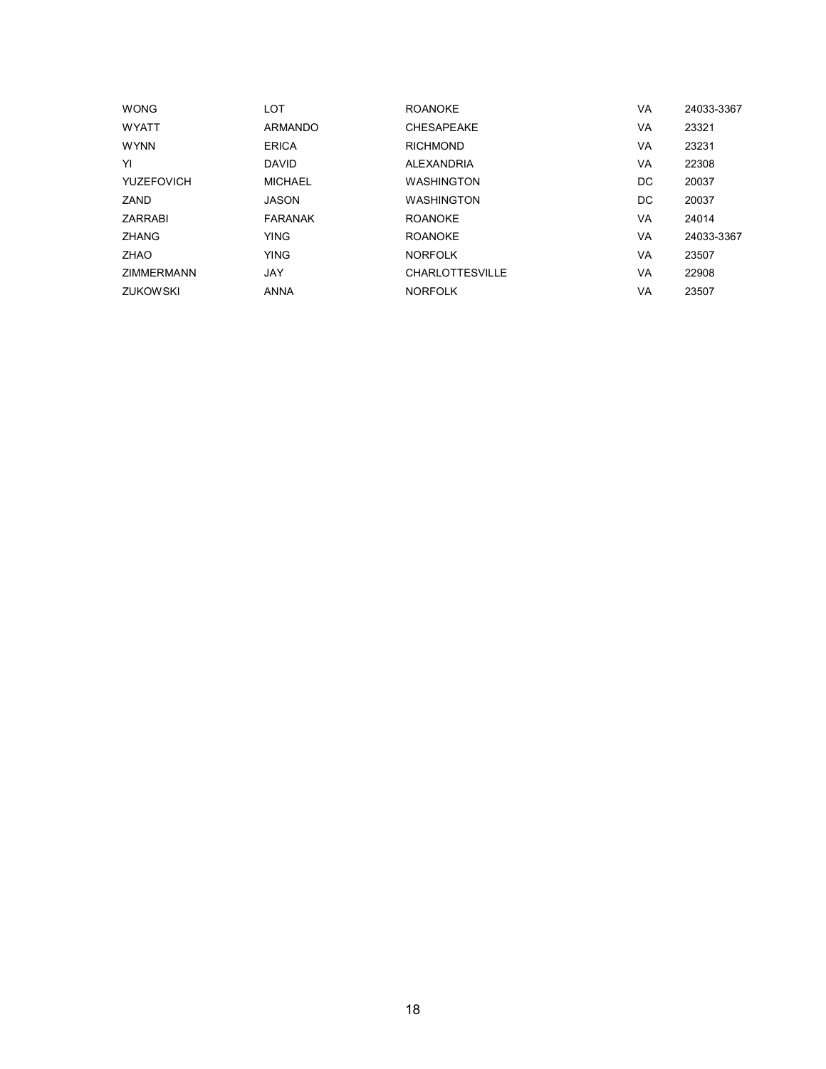| | | | | |
|---|---|---|---|---|
| WONG | LOT | ROANOKE | VA | 24033-3367 |
| WYATT | ARMANDO | CHESAPEAKE | VA | 23321 |
| WYNN | ERICA | RICHMOND | VA | 23231 |
| YI | DAVID | ALEXANDRIA | VA | 22308 |
| YUZEFOVICH | MICHAEL | WASHINGTON | DC | 20037 |
| ZAND | JASON | WASHINGTON | DC | 20037 |
| ZARRABI | FARANAK | ROANOKE | VA | 24014 |
| ZHANG | YING | ROANOKE | VA | 24033-3367 |
| ZHAO | YING | NORFOLK | VA | 23507 |
| ZIMMERMANN | JAY | CHARLOTTESVILLE | VA | 22908 |
| ZUKOWSKI | ANNA | NORFOLK | VA | 23507 |